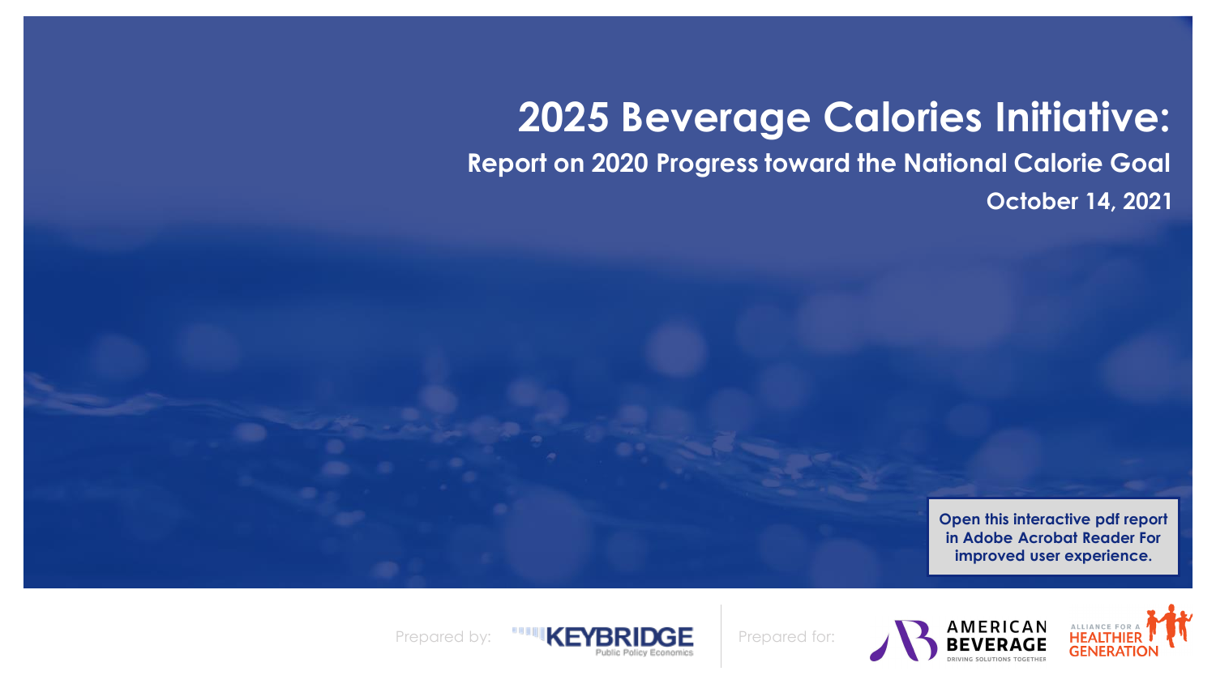# 2025 Beverage Calories Initiative:

## Report on 2020 Progress toward the National Calorie Goal

**October 14, 2021**

**Open this interactive pdf report in Adobe Acrobat Reader For improved user experience.**

Prepared by: KEYBRIDGE Public Policy Economics

Prepared for: AMERICAN BEVERAGE DRIVING SOLUTIONS TOGETHER | ALLIANCE FOR A HEALTHIER GENERATION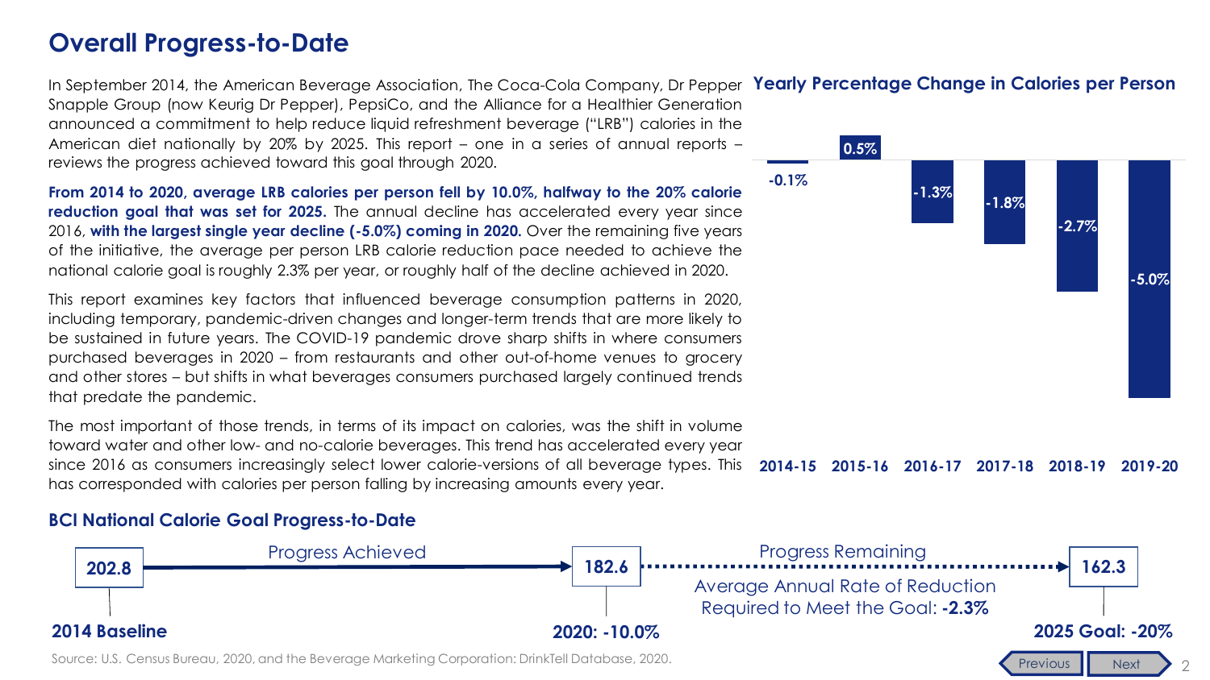# Overall Progress-to-Date

In September 2014, the American Beverage Association, The Coca-Cola Company, Dr Pepper Snapple Group (now Keurig Dr Pepper), PepsiCo, and the Alliance for a Healthier Generation announced a commitment to help reduce liquid refreshment beverage ("LRB") calories in the American diet nationally by 20% by 2025. This report – one in a series of annual reports – reviews the progress achieved toward this goal through 2020.

**From 2014 to 2020, average LRB calories per person fell by 10.0%, halfway to the 20% calorie reduction goal that was set for 2025.** The annual decline has accelerated every year since 2016, **with the largest single year decline (-5.0%) coming in 2020.** Over the remaining five years of the initiative, the average per person LRB calorie reduction pace needed to achieve the national calorie goal is roughly 2.3% per year, or roughly half of the decline achieved in 2020.

This report examines key factors that influenced beverage consumption patterns in 2020, including temporary, pandemic-driven changes and longer-term trends that are more likely to be sustained in future years. The COVID-19 pandemic drove sharp shifts in where consumers purchased beverages in 2020 – from restaurants and other out-of-home venues to grocery and other stores – but shifts in what beverages consumers purchased largely continued trends that predate the pandemic.

The most important of those trends, in terms of its impact on calories, was the shift in volume toward water and other low- and no-calorie beverages. This trend has accelerated every year since 2016 as consumers increasingly select lower calorie-versions of all beverage types. This has corresponded with calories per person falling by increasing amounts every year.

## Yearly Percentage Change in Calories per Person

| Period | Change |
|---|---|
| 2014-15 | -0.1% |
| 2015-16 | 0.5% |
| 2016-17 | -1.3% |
| 2017-18 | -1.8% |
| 2018-19 | -2.7% |
| 2019-20 | -5.0% |

## BCI National Calorie Goal Progress-to-Date

| 2014 Baseline | 2020: -10.0% | 2025 Goal: -20% |
|---|---|---|
| 202.8 | 182.6 | 162.3 |

Progress Achieved: 202.8 → 182.6

Progress Remaining: 182.6 → 162.3

Average Annual Rate of Reduction Required to Meet the Goal: **-2.3%**

Source: U.S. Census Bureau, 2020, and the Beverage Marketing Corporation: DrinkTell Database, 2020.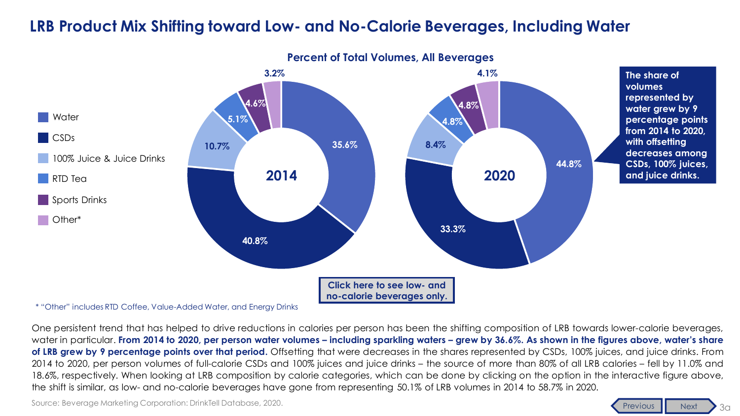# LRB Product Mix Shifting toward Low- and No-Calorie Beverages, Including Water

**Percent of Total Volumes, All Beverages**

| Beverage | 2014 | 2020 |
|---|---|---|
| Water | 35.6% | 44.8% |
| CSDs | 40.8% | 33.3% |
| 100% Juice & Juice Drinks | 10.7% | 8.4% |
| RTD Tea | 5.1% | 4.8% |
| Sports Drinks | 4.6% | 4.8% |
| Other* | 3.2% | 4.1% |

**The share of volumes represented by water grew by 9 percentage points from 2014 to 2020, with offsetting decreases among CSDs, 100% juices, and juice drinks.**

**Click here to see low- and no-calorie beverages only.**

* "Other" includes RTD Coffee, Value-Added Water, and Energy Drinks

One persistent trend that has helped to drive reductions in calories per person has been the shifting composition of LRB towards lower-calorie beverages, water in particular. **From 2014 to 2020, per person water volumes – including sparkling waters – grew by 36.6%. As shown in the figures above, water's share of LRB grew by 9 percentage points over that period.** Offsetting that were decreases in the shares represented by CSDs, 100% juices, and juice drinks. From 2014 to 2020, per person volumes of full-calorie CSDs and 100% juices and juice drinks – the source of more than 80% of all LRB calories – fell by 11.0% and 18.6%, respectively. When looking at LRB composition by calorie categories, which can be done by clicking on the option in the interactive figure above, the shift is similar, as low- and no-calorie beverages have gone from representing 50.1% of LRB volumes in 2014 to 58.7% in 2020.

Source: Beverage Marketing Corporation: DrinkTell Database, 2020.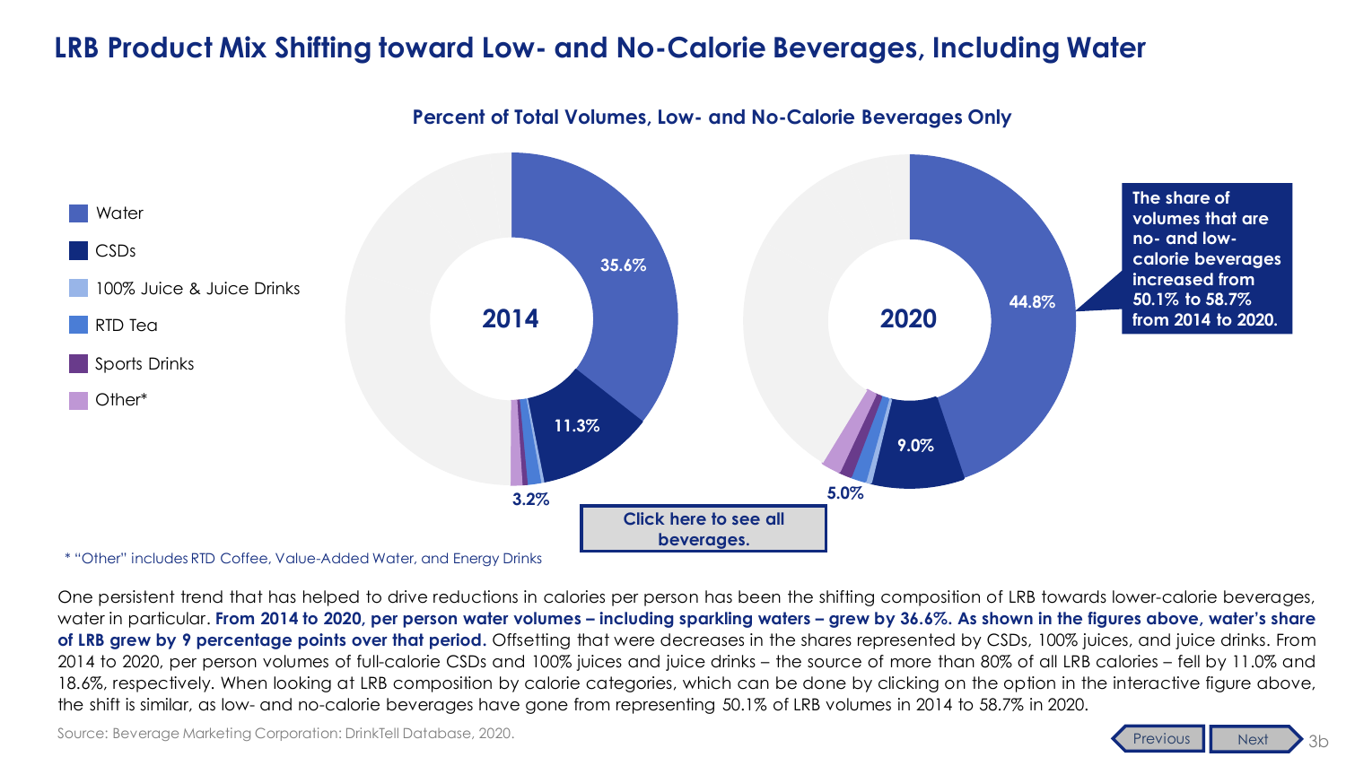# LRB Product Mix Shifting toward Low- and No-Calorie Beverages, Including Water

**Percent of Total Volumes, Low- and No-Calorie Beverages Only**

| Beverage | 2014 | 2020 |
|---|---|---|
| Water | 35.6% | 44.8% |
| CSDs | 11.3% | 9.0% |
| 100% Juice & Juice Drinks, RTD Tea, Sports Drinks, Other* | 3.2% | 5.0% |

**The share of volumes that are no- and low-calorie beverages increased from 50.1% to 58.7% from 2014 to 2020.**

**Click here to see all beverages.**

\* "Other" includes RTD Coffee, Value-Added Water, and Energy Drinks

One persistent trend that has helped to drive reductions in calories per person has been the shifting composition of LRB towards lower-calorie beverages, water in particular. **From 2014 to 2020, per person water volumes – including sparkling waters – grew by 36.6%. As shown in the figures above, water's share of LRB grew by 9 percentage points over that period.** Offsetting that were decreases in the shares represented by CSDs, 100% juices, and juice drinks. From 2014 to 2020, per person volumes of full-calorie CSDs and 100% juices and juice drinks – the source of more than 80% of all LRB calories – fell by 11.0% and 18.6%, respectively. When looking at LRB composition by calorie categories, which can be done by clicking on the option in the interactive figure above, the shift is similar, as low- and no-calorie beverages have gone from representing 50.1% of LRB volumes in 2014 to 58.7% in 2020.

Source: Beverage Marketing Corporation: DrinkTell Database, 2020.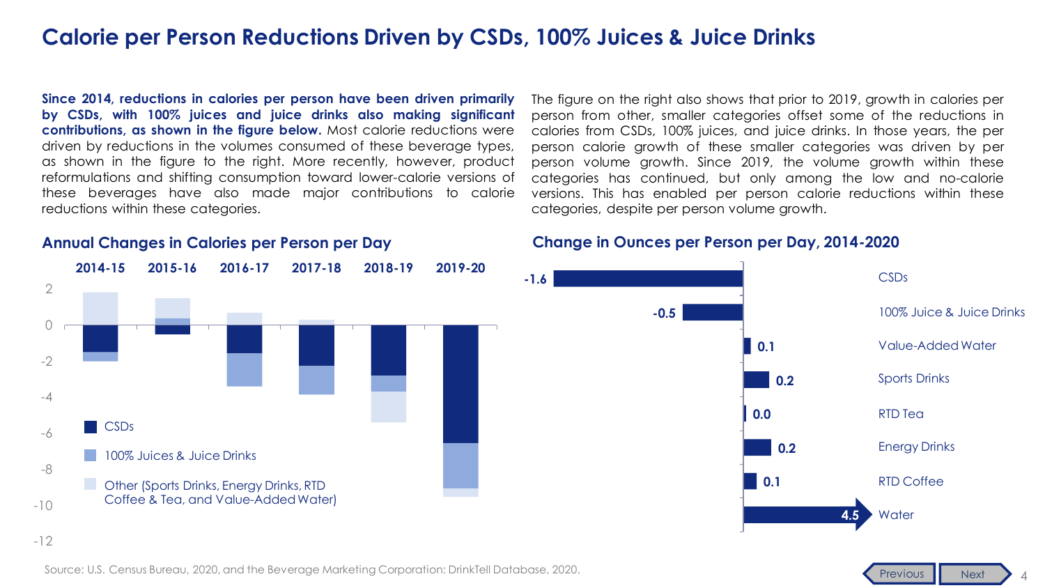# Calorie per Person Reductions Driven by CSDs, 100% Juices & Juice Drinks

**Since 2014, reductions in calories per person have been driven primarily by CSDs, with 100% juices and juice drinks also making significant contributions, as shown in the figure below.** Most calorie reductions were driven by reductions in the volumes consumed of these beverage types, as shown in the figure to the right. More recently, however, product reformulations and shifting consumption toward lower-calorie versions of these beverages have also made major contributions to calorie reductions within these categories.

The figure on the right also shows that prior to 2019, growth in calories per person from other, smaller categories offset some of the reductions in calories from CSDs, 100% juices, and juice drinks. In those years, the per person calorie growth of these smaller categories was driven by per person volume growth. Since 2019, the volume growth within these categories has continued, but only among the low and no-calorie versions. This has enabled per person calorie reductions within these categories, despite per person volume growth.

## Annual Changes in Calories per Person per Day

Series: CSDs; 100% Juices & Juice Drinks; Other (Sports Drinks, Energy Drinks, RTD Coffee & Tea, and Value-Added Water)

Periods: 2014-15, 2015-16, 2016-17, 2017-18, 2018-19, 2019-20

## Change in Ounces per Person per Day, 2014-2020

| Category | Change |
| --- | --- |
| CSDs | -1.6 |
| 100% Juice & Juice Drinks | -0.5 |
| Value-Added Water | 0.1 |
| Sports Drinks | 0.2 |
| RTD Tea | 0.0 |
| Energy Drinks | 0.2 |
| RTD Coffee | 0.1 |
| Water | 4.5 |

Source: U.S. Census Bureau, 2020, and the Beverage Marketing Corporation: DrinkTell Database, 2020.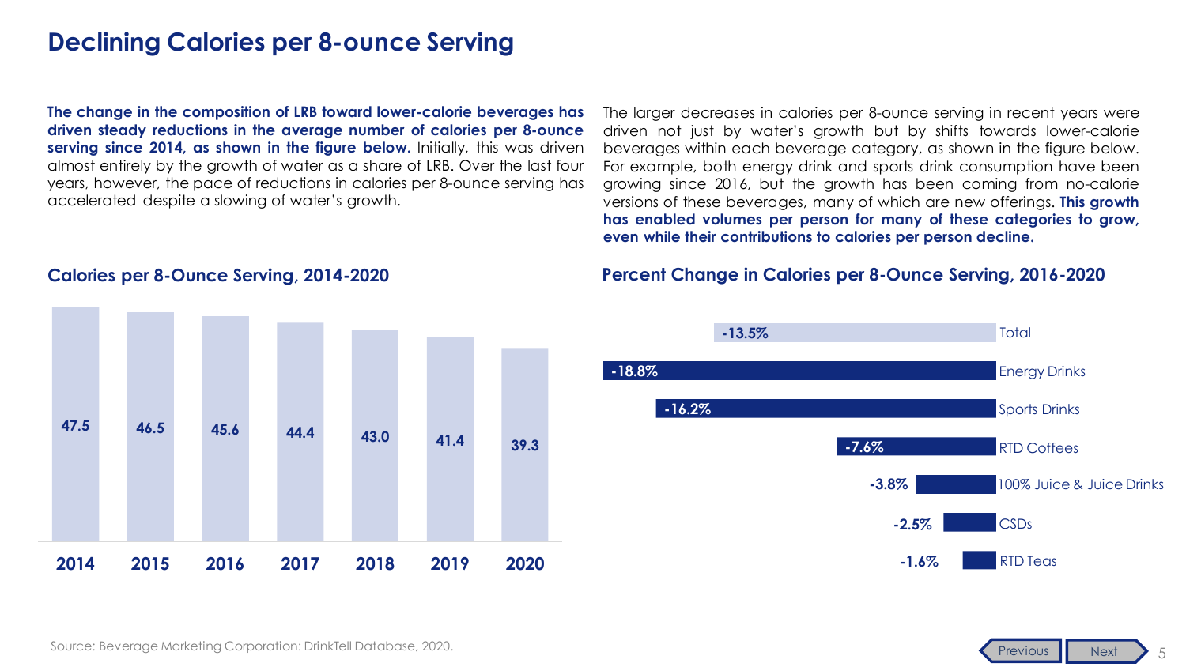# Declining Calories per 8-ounce Serving

**The change in the composition of LRB toward lower-calorie beverages has driven steady reductions in the average number of calories per 8-ounce serving since 2014, as shown in the figure below.** Initially, this was driven almost entirely by the growth of water as a share of LRB. Over the last four years, however, the pace of reductions in calories per 8-ounce serving has accelerated despite a slowing of water's growth.

The larger decreases in calories per 8-ounce serving in recent years were driven not just by water's growth but by shifts towards lower-calorie beverages within each beverage category, as shown in the figure below. For example, both energy drink and sports drink consumption have been growing since 2016, but the growth has been coming from no-calorie versions of these beverages, many of which are new offerings. **This growth has enabled volumes per person for many of these categories to grow, even while their contributions to calories per person decline.**

### Calories per 8-Ounce Serving, 2014-2020

| Year | Calories |
| --- | --- |
| 2014 | 47.5 |
| 2015 | 46.5 |
| 2016 | 45.6 |
| 2017 | 44.4 |
| 2018 | 43.0 |
| 2019 | 41.4 |
| 2020 | 39.3 |

### Percent Change in Calories per 8-Ounce Serving, 2016-2020

| Category | Percent Change |
| --- | --- |
| Total | -13.5% |
| Energy Drinks | -18.8% |
| Sports Drinks | -16.2% |
| RTD Coffees | -7.6% |
| 100% Juice & Juice Drinks | -3.8% |
| CSDs | -2.5% |
| RTD Teas | -1.6% |

Source: Beverage Marketing Corporation: DrinkTell Database, 2020.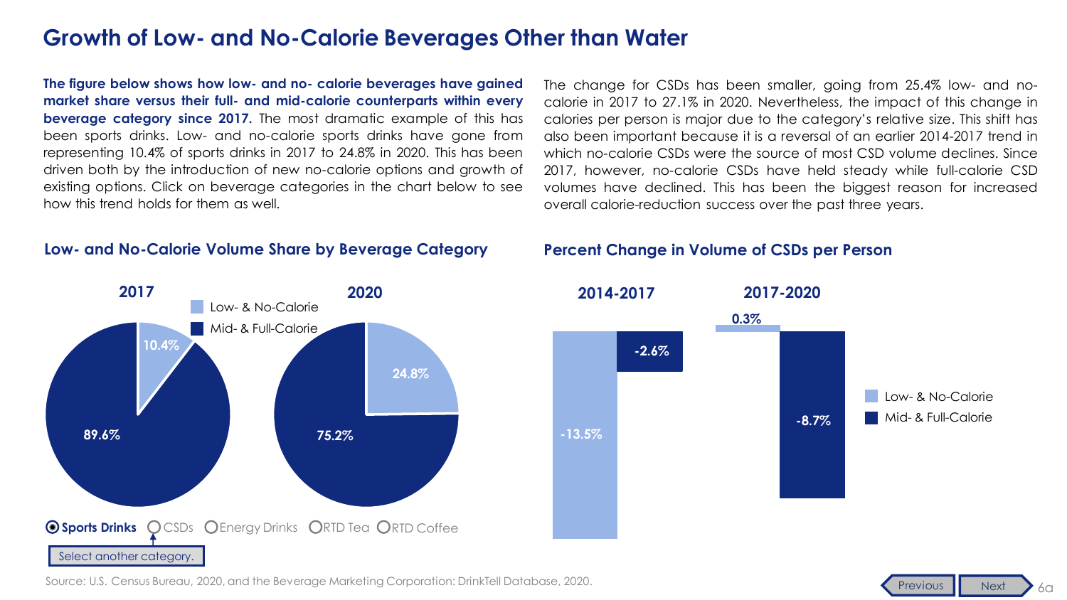# Growth of Low- and No-Calorie Beverages Other than Water

**The figure below shows how low- and no- calorie beverages have gained market share versus their full- and mid-calorie counterparts within every beverage category since 2017.** The most dramatic example of this has been sports drinks. Low- and no-calorie sports drinks have gone from representing 10.4% of sports drinks in 2017 to 24.8% in 2020. This has been driven both by the introduction of new no-calorie options and growth of existing options. Click on beverage categories in the chart below to see how this trend holds for them as well.

The change for CSDs has been smaller, going from 25.4% low- and no-calorie in 2017 to 27.1% in 2020. Nevertheless, the impact of this change in calories per person is major due to the category's relative size. This shift has also been important because it is a reversal of an earlier 2014-2017 trend in which no-calorie CSDs were the source of most CSD volume declines. Since 2017, however, no-calorie CSDs have held steady while full-calorie CSD volumes have declined. This has been the biggest reason for increased overall calorie-reduction success over the past three years.

## Low- and No-Calorie Volume Share by Beverage Category

| Sports Drinks | 2017 | 2020 |
|---|---|---|
| Low- & No-Calorie | 10.4% | 24.8% |
| Mid- & Full-Calorie | 89.6% | 75.2% |

Sports Drinks | CSDs | Energy Drinks | RTD Tea | RTD Coffee

Select another category.

## Percent Change in Volume of CSDs per Person

| | 2014-2017 | 2017-2020 |
|---|---|---|
| Low- & No-Calorie | -13.5% | 0.3% |
| Mid- & Full-Calorie | -2.6% | -8.7% |

Source: U.S. Census Bureau, 2020, and the Beverage Marketing Corporation: DrinkTell Database, 2020.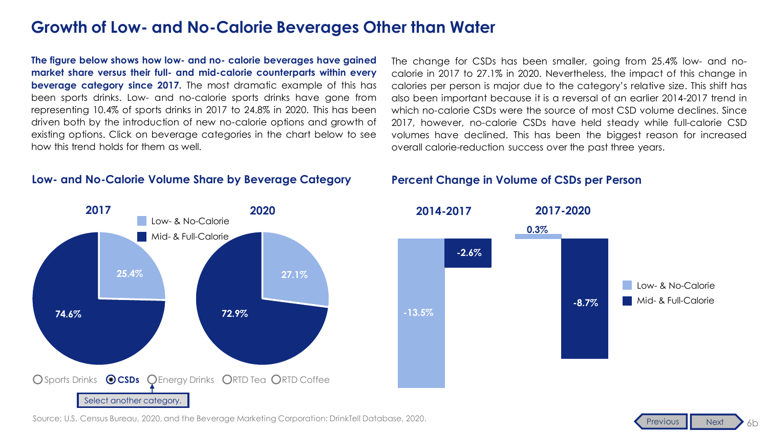# Growth of Low- and No-Calorie Beverages Other than Water

**The figure below shows how low- and no- calorie beverages have gained market share versus their full- and mid-calorie counterparts within every beverage category since 2017.** The most dramatic example of this has been sports drinks. Low- and no-calorie sports drinks have gone from representing 10.4% of sports drinks in 2017 to 24.8% in 2020. This has been driven both by the introduction of new no-calorie options and growth of existing options. Click on beverage categories in the chart below to see how this trend holds for them as well.

The change for CSDs has been smaller, going from 25.4% low- and no-calorie in 2017 to 27.1% in 2020. Nevertheless, the impact of this change in calories per person is major due to the category's relative size. This shift has also been important because it is a reversal of an earlier 2014-2017 trend in which no-calorie CSDs were the source of most CSD volume declines. Since 2017, however, no-calorie CSDs have held steady while full-calorie CSD volumes have declined. This has been the biggest reason for increased overall calorie-reduction success over the past three years.

## Low- and No-Calorie Volume Share by Beverage Category

| | 2017 | 2020 |
|---|---|---|
| Low- & No-Calorie | 25.4% | 27.1% |
| Mid- & Full-Calorie | 74.6% | 72.9% |

Sports Drinks | **CSDs** | Energy Drinks | RTD Tea | RTD Coffee

Select another category.

## Percent Change in Volume of CSDs per Person

| | 2014-2017 | 2017-2020 |
|---|---|---|
| Low- & No-Calorie | -13.5% | 0.3% |
| Mid- & Full-Calorie | -2.6% | -8.7% |

Source: U.S. Census Bureau, 2020, and the Beverage Marketing Corporation: DrinkTell Database, 2020.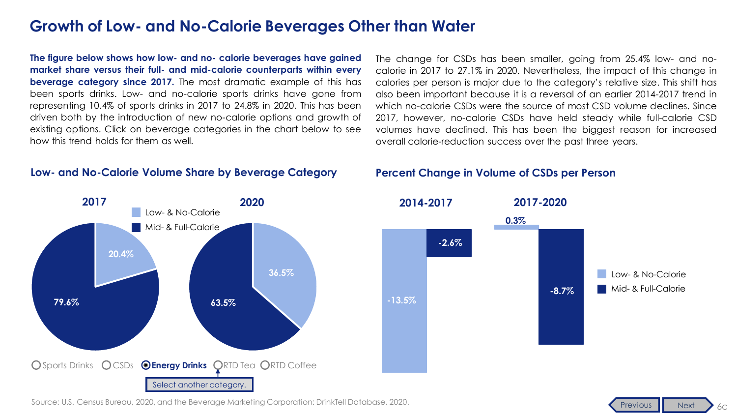# Growth of Low- and No-Calorie Beverages Other than Water

**The figure below shows how low- and no- calorie beverages have gained market share versus their full- and mid-calorie counterparts within every beverage category since 2017.** The most dramatic example of this has been sports drinks. Low- and no-calorie sports drinks have gone from representing 10.4% of sports drinks in 2017 to 24.8% in 2020. This has been driven both by the introduction of new no-calorie options and growth of existing options. Click on beverage categories in the chart below to see how this trend holds for them as well.

The change for CSDs has been smaller, going from 25.4% low- and no-calorie in 2017 to 27.1% in 2020. Nevertheless, the impact of this change in calories per person is major due to the category's relative size. This shift has also been important because it is a reversal of an earlier 2014-2017 trend in which no-calorie CSDs were the source of most CSD volume declines. Since 2017, however, no-calorie CSDs have held steady while full-calorie CSD volumes have declined. This has been the biggest reason for increased overall calorie-reduction success over the past three years.

## Low- and No-Calorie Volume Share by Beverage Category

| | 2017 | 2020 |
|---|---|---|
| Low- & No-Calorie | 20.4% | 36.5% |
| Mid- & Full-Calorie | 79.6% | 63.5% |

○ Sports Drinks ○ CSDs ◉ **Energy Drinks** ○ RTD Tea ○ RTD Coffee

Select another category.

## Percent Change in Volume of CSDs per Person

| | 2014-2017 | 2017-2020 |
|---|---|---|
| Low- & No-Calorie | -13.5% | 0.3% |
| Mid- & Full-Calorie | -2.6% | -8.7% |

Source: U.S. Census Bureau, 2020, and the Beverage Marketing Corporation: DrinkTell Database, 2020.

Previous Next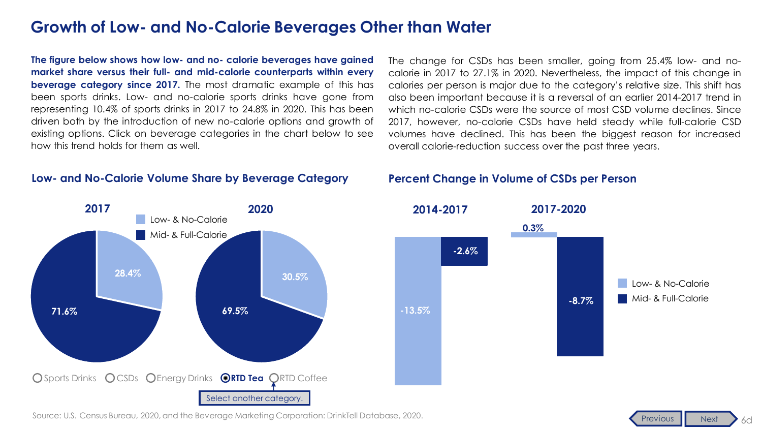# Growth of Low- and No-Calorie Beverages Other than Water

**The figure below shows how low- and no- calorie beverages have gained market share versus their full- and mid-calorie counterparts within every beverage category since 2017.** The most dramatic example of this has been sports drinks. Low- and no-calorie sports drinks have gone from representing 10.4% of sports drinks in 2017 to 24.8% in 2020. This has been driven both by the introduction of new no-calorie options and growth of existing options. Click on beverage categories in the chart below to see how this trend holds for them as well.

The change for CSDs has been smaller, going from 25.4% low- and no-calorie in 2017 to 27.1% in 2020. Nevertheless, the impact of this change in calories per person is major due to the category's relative size. This shift has also been important because it is a reversal of an earlier 2014-2017 trend in which no-calorie CSDs were the source of most CSD volume declines. Since 2017, however, no-calorie CSDs have held steady while full-calorie CSD volumes have declined. This has been the biggest reason for increased overall calorie-reduction success over the past three years.

## Low- and No-Calorie Volume Share by Beverage Category

| | 2017 | 2020 |
|---|---|---|
| Low- & No-Calorie | 28.4% | 30.5% |
| Mid- & Full-Calorie | 71.6% | 69.5% |

Sports Drinks | CSDs | Energy Drinks | **RTD Tea** | RTD Coffee

Select another category.

## Percent Change in Volume of CSDs per Person

| | 2014-2017 | 2017-2020 |
|---|---|---|
| Low- & No-Calorie | -13.5% | 0.3% |
| Mid- & Full-Calorie | -2.6% | -8.7% |

Source: U.S. Census Bureau, 2020, and the Beverage Marketing Corporation: DrinkTell Database, 2020.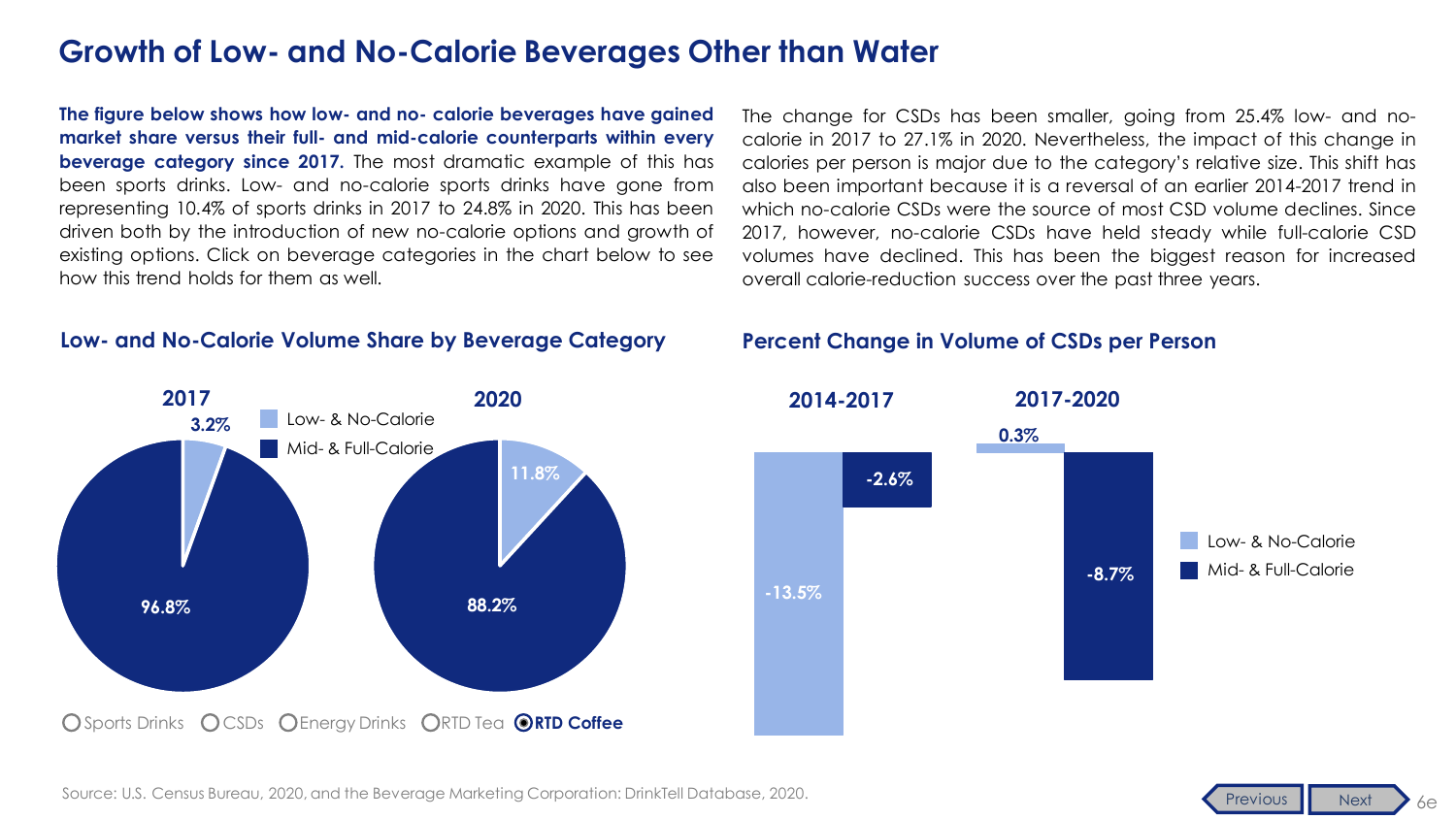# Growth of Low- and No-Calorie Beverages Other than Water

**The figure below shows how low- and no- calorie beverages have gained market share versus their full- and mid-calorie counterparts within every beverage category since 2017.** The most dramatic example of this has been sports drinks. Low- and no-calorie sports drinks have gone from representing 10.4% of sports drinks in 2017 to 24.8% in 2020. This has been driven both by the introduction of new no-calorie options and growth of existing options. Click on beverage categories in the chart below to see how this trend holds for them as well.

The change for CSDs has been smaller, going from 25.4% low- and no-calorie in 2017 to 27.1% in 2020. Nevertheless, the impact of this change in calories per person is major due to the category's relative size. This shift has also been important because it is a reversal of an earlier 2014-2017 trend in which no-calorie CSDs were the source of most CSD volume declines. Since 2017, however, no-calorie CSDs have held steady while full-calorie CSD volumes have declined. This has been the biggest reason for increased overall calorie-reduction success over the past three years.

## Low- and No-Calorie Volume Share by Beverage Category

| RTD Coffee | 2017 | 2020 |
|---|---|---|
| Low- & No-Calorie | 3.2% | 11.8% |
| Mid- & Full-Calorie | 96.8% | 88.2% |

○ Sports Drinks ○ CSDs ○ Energy Drinks ○ RTD Tea ◉ **RTD Coffee**

## Percent Change in Volume of CSDs per Person

| | 2014-2017 | 2017-2020 |
|---|---|---|
| Low- & No-Calorie | -13.5% | 0.3% |
| Mid- & Full-Calorie | -2.6% | -8.7% |

Source: U.S. Census Bureau, 2020, and the Beverage Marketing Corporation: DrinkTell Database, 2020.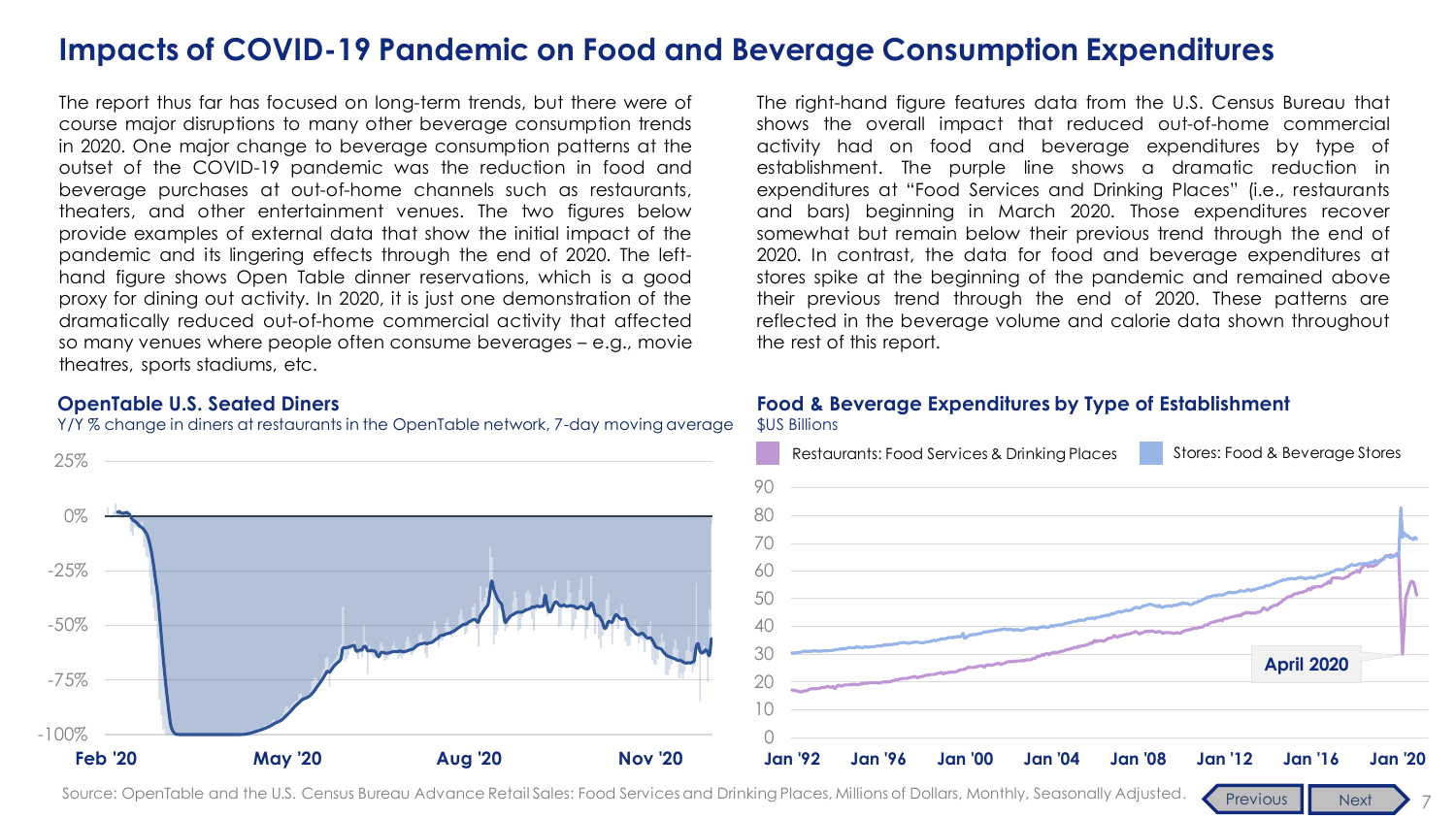# Impacts of COVID-19 Pandemic on Food and Beverage Consumption Expenditures

The report thus far has focused on long-term trends, but there were of course major disruptions to many other beverage consumption trends in 2020. One major change to beverage consumption patterns at the outset of the COVID-19 pandemic was the reduction in food and beverage purchases at out-of-home channels such as restaurants, theaters, and other entertainment venues. The two figures below provide examples of external data that show the initial impact of the pandemic and its lingering effects through the end of 2020. The left-hand figure shows Open Table dinner reservations, which is a good proxy for dining out activity. In 2020, it is just one demonstration of the dramatically reduced out-of-home commercial activity that affected so many venues where people often consume beverages – e.g., movie theatres, sports stadiums, etc.

The right-hand figure features data from the U.S. Census Bureau that shows the overall impact that reduced out-of-home commercial activity had on food and beverage expenditures by type of establishment. The purple line shows a dramatic reduction in expenditures at "Food Services and Drinking Places" (i.e., restaurants and bars) beginning in March 2020. Those expenditures recover somewhat but remain below their previous trend through the end of 2020. In contrast, the data for food and beverage expenditures at stores spike at the beginning of the pandemic and remained above their previous trend through the end of 2020. These patterns are reflected in the beverage volume and calorie data shown throughout the rest of this report.

### OpenTable U.S. Seated Diners

Y/Y % change in diners at restaurants in the OpenTable network, 7-day moving average

### Food & Beverage Expenditures by Type of Establishment

$US Billions

Restaurants: Food Services & Drinking Places | Stores: Food & Beverage Stores

April 2020

Source: OpenTable and the U.S. Census Bureau Advance Retail Sales: Food Services and Drinking Places, Millions of Dollars, Monthly, Seasonally Adjusted.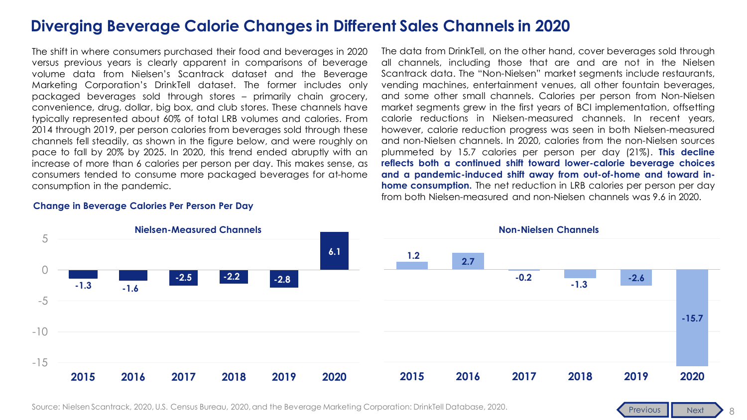# Diverging Beverage Calorie Changes in Different Sales Channels in 2020

The shift in where consumers purchased their food and beverages in 2020 versus previous years is clearly apparent in comparisons of beverage volume data from Nielsen's Scantrack dataset and the Beverage Marketing Corporation's DrinkTell dataset. The former includes only packaged beverages sold through stores – primarily chain grocery, convenience, drug, dollar, big box, and club stores. These channels have typically represented about 60% of total LRB volumes and calories. From 2014 through 2019, per person calories from beverages sold through these channels fell steadily, as shown in the figure below, and were roughly on pace to fall by 20% by 2025. In 2020, this trend ended abruptly with an increase of more than 6 calories per person per day. This makes sense, as consumers tended to consume more packaged beverages for at-home consumption in the pandemic.

The data from DrinkTell, on the other hand, cover beverages sold through all channels, including those that are and are not in the Nielsen Scantrack data. The "Non-Nielsen" market segments include restaurants, vending machines, entertainment venues, all other fountain beverages, and some other small channels. Calories per person from Non-Nielsen market segments grew in the first years of BCI implementation, offsetting calorie reductions in Nielsen-measured channels. In recent years, however, calorie reduction progress was seen in both Nielsen-measured and non-Nielsen channels. In 2020, calories from the non-Nielsen sources plummeted by 15.7 calories per person per day (21%). **This decline reflects both a continued shift toward lower-calorie beverage choices and a pandemic-induced shift away from out-of-home and toward in-home consumption.** The net reduction in LRB calories per person per day from both Nielsen-measured and non-Nielsen channels was 9.6 in 2020.

### Change in Beverage Calories Per Person Per Day

| Year | Nielsen-Measured Channels | Non-Nielsen Channels |
|---|---|---|
| 2015 | -1.3 | 1.2 |
| 2016 | -1.6 | 2.7 |
| 2017 | -2.5 | -0.2 |
| 2018 | -2.2 | -1.3 |
| 2019 | -2.8 | -2.6 |
| 2020 | 6.1 | -15.7 |

Source: Nielsen Scantrack, 2020, U.S. Census Bureau, 2020, and the Beverage Marketing Corporation: DrinkTell Database, 2020.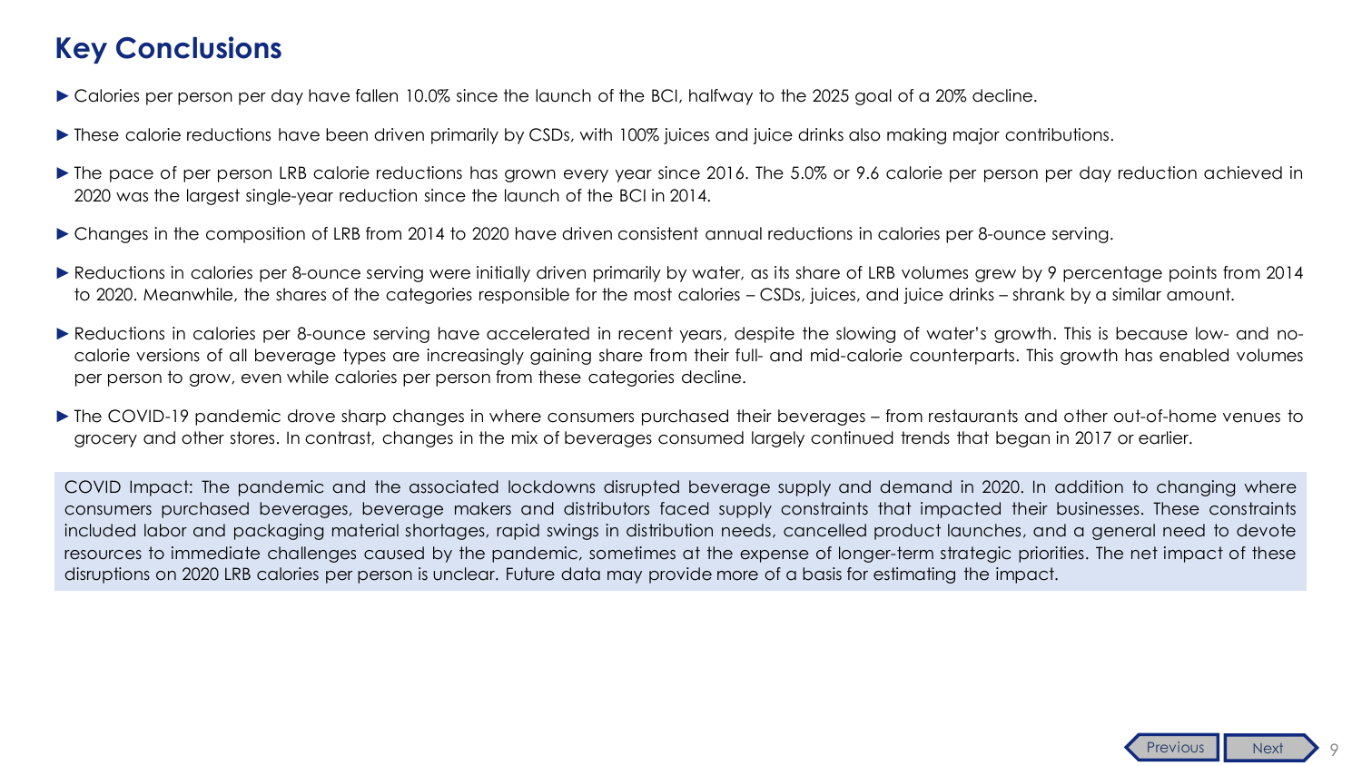# Key Conclusions

- Calories per person per day have fallen 10.0% since the launch of the BCI, halfway to the 2025 goal of a 20% decline.
- These calorie reductions have been driven primarily by CSDs, with 100% juices and juice drinks also making major contributions.
- The pace of per person LRB calorie reductions has grown every year since 2016. The 5.0% or 9.6 calorie per person per day reduction achieved in 2020 was the largest single-year reduction since the launch of the BCI in 2014.
- Changes in the composition of LRB from 2014 to 2020 have driven consistent annual reductions in calories per 8-ounce serving.
- Reductions in calories per 8-ounce serving were initially driven primarily by water, as its share of LRB volumes grew by 9 percentage points from 2014 to 2020. Meanwhile, the shares of the categories responsible for the most calories – CSDs, juices, and juice drinks – shrank by a similar amount.
- Reductions in calories per 8-ounce serving have accelerated in recent years, despite the slowing of water's growth. This is because low- and no-calorie versions of all beverage types are increasingly gaining share from their full- and mid-calorie counterparts. This growth has enabled volumes per person to grow, even while calories per person from these categories decline.
- The COVID-19 pandemic drove sharp changes in where consumers purchased their beverages – from restaurants and other out-of-home venues to grocery and other stores. In contrast, changes in the mix of beverages consumed largely continued trends that began in 2017 or earlier.

COVID Impact: The pandemic and the associated lockdowns disrupted beverage supply and demand in 2020. In addition to changing where consumers purchased beverages, beverage makers and distributors faced supply constraints that impacted their businesses. These constraints included labor and packaging material shortages, rapid swings in distribution needs, cancelled product launches, and a general need to devote resources to immediate challenges caused by the pandemic, sometimes at the expense of longer-term strategic priorities. The net impact of these disruptions on 2020 LRB calories per person is unclear. Future data may provide more of a basis for estimating the impact.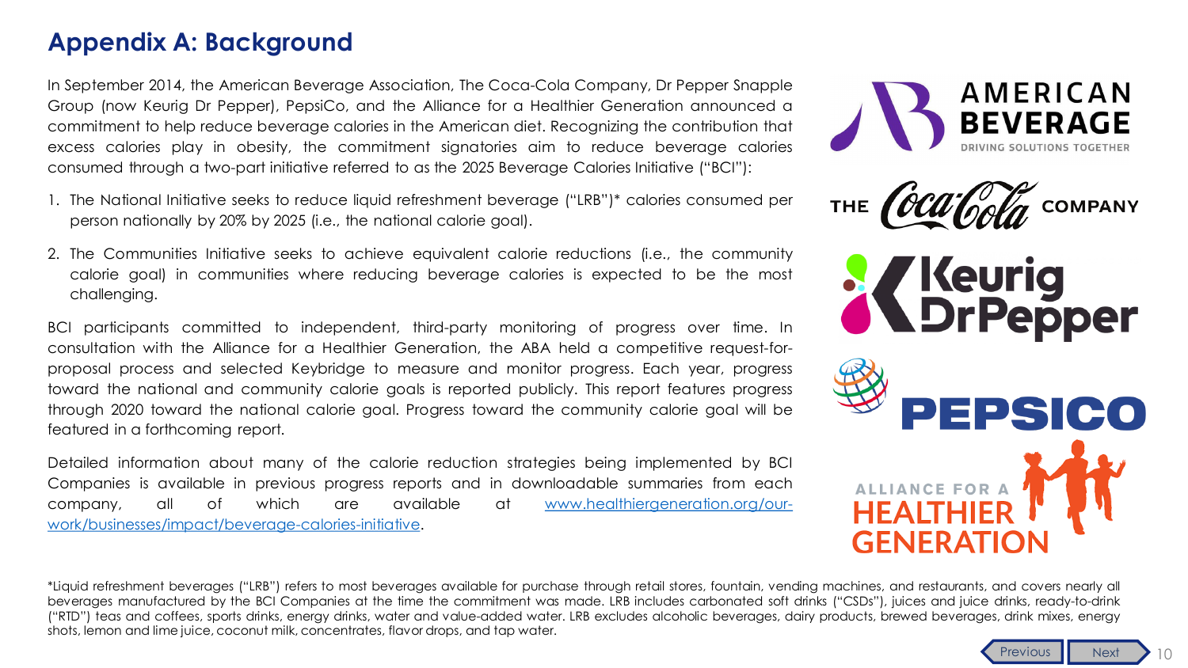# Appendix A: Background

In September 2014, the American Beverage Association, The Coca-Cola Company, Dr Pepper Snapple Group (now Keurig Dr Pepper), PepsiCo, and the Alliance for a Healthier Generation announced a commitment to help reduce beverage calories in the American diet. Recognizing the contribution that excess calories play in obesity, the commitment signatories aim to reduce beverage calories consumed through a two-part initiative referred to as the 2025 Beverage Calories Initiative ("BCI"):

1. The National Initiative seeks to reduce liquid refreshment beverage ("LRB")* calories consumed per person nationally by 20% by 2025 (i.e., the national calorie goal).
2. The Communities Initiative seeks to achieve equivalent calorie reductions (i.e., the community calorie goal) in communities where reducing beverage calories is expected to be the most challenging.

BCI participants committed to independent, third-party monitoring of progress over time. In consultation with the Alliance for a Healthier Generation, the ABA held a competitive request-for-proposal process and selected Keybridge to measure and monitor progress. Each year, progress toward the national and community calorie goals is reported publicly. This report features progress through 2020 toward the national calorie goal. Progress toward the community calorie goal will be featured in a forthcoming report.

Detailed information about many of the calorie reduction strategies being implemented by BCI Companies is available in previous progress reports and in downloadable summaries from each company, all of which are available at [www.healthiergeneration.org/our-work/businesses/impact/beverage-calories-initiative](www.healthiergeneration.org/our-work/businesses/impact/beverage-calories-initiative).

AMERICAN BEVERAGE — DRIVING SOLUTIONS TOGETHER

THE Coca-Cola COMPANY

Keurig Dr Pepper

PEPSICO

ALLIANCE FOR A HEALTHIER GENERATION

*Liquid refreshment beverages ("LRB") refers to most beverages available for purchase through retail stores, fountain, vending machines, and restaurants, and covers nearly all beverages manufactured by the BCI Companies at the time the commitment was made. LRB includes carbonated soft drinks ("CSDs"), juices and juice drinks, ready-to-drink ("RTD") teas and coffees, sports drinks, energy drinks, water and value-added water. LRB excludes alcoholic beverages, dairy products, brewed beverages, drink mixes, energy shots, lemon and lime juice, coconut milk, concentrates, flavor drops, and tap water.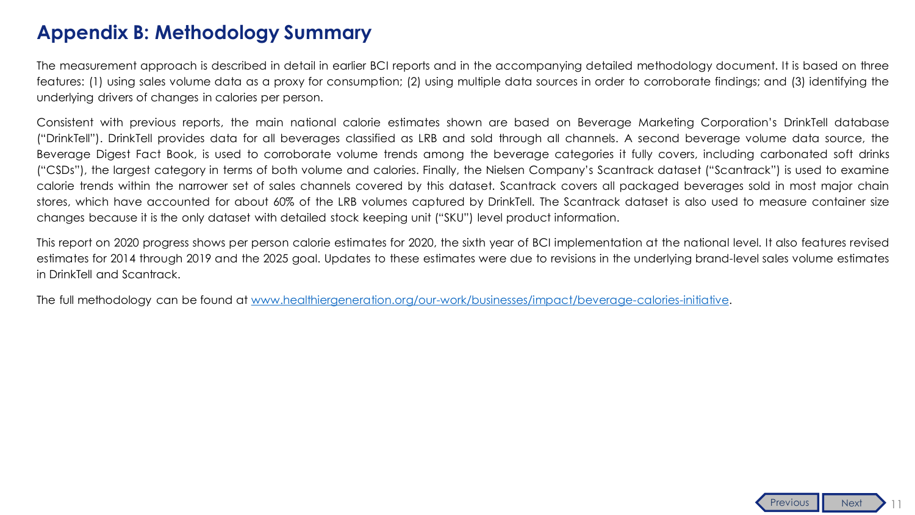# Appendix B: Methodology Summary

The measurement approach is described in detail in earlier BCI reports and in the accompanying detailed methodology document. It is based on three features: (1) using sales volume data as a proxy for consumption; (2) using multiple data sources in order to corroborate findings; and (3) identifying the underlying drivers of changes in calories per person.

Consistent with previous reports, the main national calorie estimates shown are based on Beverage Marketing Corporation's DrinkTell database ("DrinkTell"). DrinkTell provides data for all beverages classified as LRB and sold through all channels. A second beverage volume data source, the Beverage Digest Fact Book, is used to corroborate volume trends among the beverage categories it fully covers, including carbonated soft drinks ("CSDs"), the largest category in terms of both volume and calories. Finally, the Nielsen Company's Scantrack dataset ("Scantrack") is used to examine calorie trends within the narrower set of sales channels covered by this dataset. Scantrack covers all packaged beverages sold in most major chain stores, which have accounted for about 60% of the LRB volumes captured by DrinkTell. The Scantrack dataset is also used to measure container size changes because it is the only dataset with detailed stock keeping unit ("SKU") level product information.

This report on 2020 progress shows per person calorie estimates for 2020, the sixth year of BCI implementation at the national level. It also features revised estimates for 2014 through 2019 and the 2025 goal. Updates to these estimates were due to revisions in the underlying brand-level sales volume estimates in DrinkTell and Scantrack.

The full methodology can be found at [www.healthiergeneration.org/our-work/businesses/impact/beverage-calories-initiative](http://www.healthiergeneration.org/our-work/businesses/impact/beverage-calories-initiative).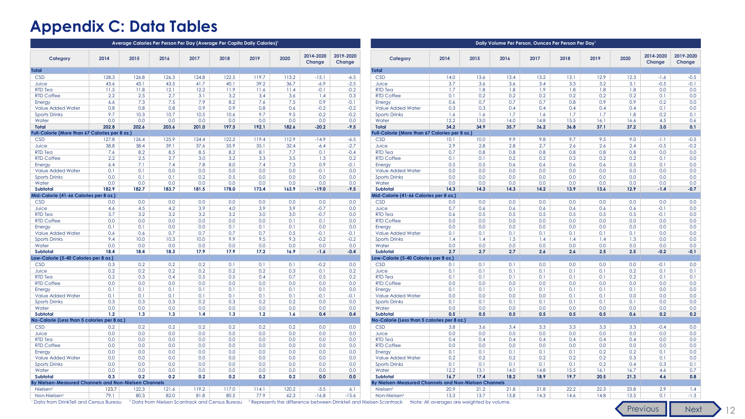# Appendix C: Data Tables

| Average Calories Per Person Per Day (Average Per Capita Daily Calories)[1] | | | | | | | | | |
|---|---|---|---|---|---|---|---|---|---|
| Category | 2014 | 2015 | 2016 | 2017 | 2018 | 2019 | 2020 | 2014-2020 Change | 2019-2020 Change |
| **Total** | | | | | | | | | |
| CSD | 128.3 | 126.8 | 126.3 | 124.8 | 122.5 | 119.7 | 113.2 | -15.1 | -6.5 |
| Juice | 43.6 | 43.1 | 43.5 | 41.7 | 40.1 | 39.2 | 36.7 | -6.9 | -2.5 |
| RTD Tea | 11.5 | 11.8 | 12.1 | 12.2 | 11.9 | 11.6 | 11.4 | -0.1 | -0.2 |
| RTD Coffee | 2.2 | 2.5 | 2.7 | 3.1 | 3.2 | 3.4 | 3.6 | 1.4 | 0.3 |
| Energy | 6.6 | 7.3 | 7.5 | 7.9 | 8.2 | 7.6 | 7.5 | 0.9 | -0.1 |
| Value Added Water | 0.8 | 0.8 | 0.8 | 0.9 | 0.9 | 0.8 | 0.6 | -0.2 | -0.2 |
| Sports Drinks | 9.7 | 10.3 | 10.7 | 10.5 | 10.6 | 9.7 | 9.5 | -0.2 | -0.2 |
| Water | 0.0 | 0.0 | 0.0 | 0.0 | 0.0 | 0.0 | 0.0 | 0.0 | 0.0 |
| **Total** | **202.8** | **202.6** | **203.6** | **201.0** | **197.5** | **192.1** | **182.6** | **-20.2** | **-9.5** |
| **Full-Calorie (More than 67 Calories per 8 oz.)** | | | | | | | | | |
| CSD | 127.8 | 126.4 | 125.9 | 124.4 | 122.2 | 119.4 | 112.9 | -14.9 | -6.5 |
| Juice | 38.8 | 38.4 | 39.1 | 37.6 | 35.9 | 35.1 | 32.4 | -6.4 | -2.7 |
| RTD Tea | 7.6 | 8.2 | 8.5 | 8.5 | 8.2 | 8.1 | 7.7 | 0.1 | -0.4 |
| RTD Coffee | 2.2 | 2.5 | 2.7 | 3.0 | 3.2 | 3.3 | 3.5 | 1.3 | 0.2 |
| Energy | 6.4 | 7.1 | 7.4 | 7.8 | 8.0 | 7.4 | 7.3 | 0.9 | -0.1 |
| Value Added Water | 0.1 | 0.1 | 0.0 | 0.0 | 0.0 | 0.0 | 0.0 | -0.1 | 0.0 |
| Sports Drinks | 0.0 | 0.1 | 0.1 | 0.2 | 0.5 | 0.0 | 0.0 | 0.0 | 0.0 |
| Water | 0.0 | 0.0 | 0.0 | 0.0 | 0.0 | 0.0 | 0.0 | 0.0 | 0.0 |
| **Subtotal** | **182.9** | **182.7** | **183.7** | **181.5** | **178.0** | **173.4** | **163.9** | **-19.0** | **-9.5** |
| **Mid-Calorie (41-66 Calories per 8 oz.)** | | | | | | | | | |
| CSD | 0.0 | 0.0 | 0.0 | 0.0 | 0.0 | 0.0 | 0.0 | 0.0 | 0.0 |
| Juice | 4.6 | 4.5 | 4.2 | 3.9 | 4.0 | 3.9 | 3.9 | -0.7 | 0.0 |
| RTD Tea | 3.7 | 3.2 | 3.2 | 3.2 | 3.2 | 3.0 | 3.0 | -0.7 | 0.0 |
| RTD Coffee | 0.0 | 0.0 | 0.0 | 0.0 | 0.0 | 0.0 | 0.1 | 0.1 | 0.0 |
| Energy | 0.1 | 0.1 | 0.0 | 0.0 | 0.1 | 0.1 | 0.1 | 0.0 | 0.0 |
| Value Added Water | 0.6 | 0.6 | 0.7 | 0.7 | 0.7 | 0.7 | 0.5 | -0.1 | -0.1 |
| Sports Drinks | 9.4 | 10.0 | 10.3 | 10.0 | 9.9 | 9.5 | 9.3 | -0.2 | -0.2 |
| Water | 0.0 | 0.0 | 0.0 | 0.0 | 0.0 | 0.0 | 0.0 | 0.0 | 0.0 |
| **Subtotal** | **18.4** | **18.4** | **18.3** | **17.9** | **17.9** | **17.2** | **16.9** | **-1.6** | **-0.4** |
| **Low-Calorie (5-40 Calories per 8 oz.)** | | | | | | | | | |
| CSD | 0.3 | 0.2 | 0.2 | 0.2 | 0.1 | 0.1 | 0.1 | -0.2 | 0.0 |
| Juice | 0.2 | 0.2 | 0.2 | 0.2 | 0.2 | 0.2 | 0.3 | 0.1 | 0.2 |
| RTD Tea | 0.2 | 0.3 | 0.4 | 0.5 | 0.5 | 0.4 | 0.7 | 0.5 | 0.2 |
| RTD Coffee | 0.0 | 0.0 | 0.0 | 0.0 | 0.0 | 0.0 | 0.0 | 0.0 | 0.0 |
| Energy | 0.1 | 0.1 | 0.1 | 0.1 | 0.1 | 0.1 | 0.1 | 0.0 | 0.0 |
| Value Added Water | 0.1 | 0.1 | 0.1 | 0.1 | 0.1 | 0.1 | 0.1 | -0.1 | -0.1 |
| Sports Drinks | 0.3 | 0.3 | 0.3 | 0.2 | 0.3 | 0.2 | 0.2 | 0.0 | 0.0 |
| Water | 0.0 | 0.0 | 0.0 | 0.0 | 0.0 | 0.0 | 0.0 | 0.0 | 0.0 |
| **Subtotal** | **1.2** | **1.3** | **1.3** | **1.4** | **1.3** | **1.2** | **1.6** | **0.4** | **0.4** |
| **No-Calorie (Less than 5 calories per 8 oz.)** | | | | | | | | | |
| CSD | 0.2 | 0.2 | 0.2 | 0.2 | 0.2 | 0.2 | 0.2 | 0.0 | 0.0 |
| Juice | 0.0 | 0.0 | 0.0 | 0.0 | 0.0 | 0.0 | 0.0 | 0.0 | 0.0 |
| RTD Tea | 0.0 | 0.0 | 0.0 | 0.0 | 0.0 | 0.0 | 0.0 | 0.0 | 0.0 |
| RTD Coffee | 0.0 | 0.0 | 0.0 | 0.0 | 0.0 | 0.0 | 0.0 | 0.0 | 0.0 |
| Energy | 0.0 | 0.0 | 0.0 | 0.0 | 0.0 | 0.0 | 0.0 | 0.0 | 0.0 |
| Value Added Water | 0.0 | 0.0 | 0.0 | 0.0 | 0.0 | 0.0 | 0.0 | 0.0 | 0.0 |
| Sports Drinks | 0.0 | 0.0 | 0.0 | 0.0 | 0.0 | 0.0 | 0.0 | 0.0 | 0.0 |
| Water | 0.0 | 0.0 | 0.0 | 0.0 | 0.0 | 0.0 | 0.0 | 0.0 | 0.0 |
| **Subtotal** | **0.3** | **0.2** | **0.2** | **0.2** | **0.2** | **0.2** | **0.2** | **0.0** | **0.0** |
| **By Nielsen-Measured Channels and Non-Nielsen Channels** | | | | | | | | | |
| Nielsen[2] | 123.7 | 122.3 | 121.6 | 119.2 | 117.0 | 114.1 | 120.2 | -3.5 | 6.1 |
| Non-Nielsen[3] | 79.1 | 80.3 | 82.0 | 81.8 | 80.5 | 77.9 | 62.3 | -16.8 | -15.6 |

| Daily Volume Per Person, Ounces Per Person Per Day[1] | | | | | | | | | |
|---|---|---|---|---|---|---|---|---|---|
| Category | 2014 | 2015 | 2016 | 2017 | 2018 | 2019 | 2020 | 2014-2020 Change | 2019-2020 Change |
| **Total** | | | | | | | | | |
| CSD | 14.0 | 13.6 | 13.4 | 13.2 | 13.1 | 12.9 | 12.3 | -1.6 | -0.5 |
| Juice | 3.7 | 3.6 | 3.6 | 3.4 | 3.3 | 3.2 | 3.1 | -0.5 | -0.1 |
| RTD Tea | 1.7 | 1.8 | 1.8 | 1.9 | 1.8 | 1.8 | 1.8 | 0.0 | 0.0 |
| RTD Coffee | 0.1 | 0.2 | 0.2 | 0.2 | 0.2 | 0.2 | 0.2 | 0.1 | 0.0 |
| Energy | 0.6 | 0.7 | 0.7 | 0.7 | 0.8 | 0.9 | 0.9 | 0.2 | 0.0 |
| Value Added Water | 0.3 | 0.3 | 0.4 | 0.4 | 0.4 | 0.4 | 0.4 | 0.1 | 0.0 |
| Sports Drinks | 1.6 | 1.6 | 1.7 | 1.6 | 1.7 | 1.7 | 1.8 | 0.2 | 0.1 |
| Water | 12.2 | 13.0 | 14.0 | 14.8 | 15.5 | 16.1 | 16.6 | 4.5 | 0.6 |
| **Total** | **34.2** | **34.9** | **35.7** | **36.2** | **36.8** | **37.1** | **37.2** | **3.0** | **0.1** |
| **Full-Calorie (More than 67 Calories per 8 oz.)** | | | | | | | | | |
| CSD | 10.1 | 10.0 | 9.9 | 9.8 | 9.7 | 9.5 | 9.0 | -1.1 | -0.5 |
| Juice | 2.9 | 2.8 | 2.8 | 2.7 | 2.6 | 2.6 | 2.4 | -0.5 | -0.2 |
| RTD Tea | 0.7 | 0.8 | 0.8 | 0.8 | 0.8 | 0.8 | 0.8 | 0.0 | 0.0 |
| RTD Coffee | 0.1 | 0.1 | 0.2 | 0.2 | 0.2 | 0.2 | 0.2 | 0.1 | 0.0 |
| Energy | 0.5 | 0.5 | 0.6 | 0.6 | 0.6 | 0.6 | 0.5 | 0.1 | 0.0 |
| Value Added Water | 0.0 | 0.0 | 0.0 | 0.0 | 0.0 | 0.0 | 0.0 | 0.0 | 0.0 |
| Sports Drinks | 0.0 | 0.0 | 0.0 | 0.0 | 0.0 | 0.0 | 0.0 | 0.0 | 0.0 |
| Water | 0.0 | 0.0 | 0.0 | 0.0 | 0.0 | 0.0 | 0.0 | 0.0 | 0.0 |
| **Subtotal** | **14.3** | **14.3** | **14.3** | **14.2** | **13.9** | **13.6** | **12.9** | **-1.4** | **-0.7** |
| **Mid-Calorie (41-66 Calories per 8 oz.)** | | | | | | | | | |
| CSD | 0.0 | 0.0 | 0.0 | 0.0 | 0.0 | 0.0 | 0.0 | 0.0 | 0.0 |
| Juice | 0.7 | 0.6 | 0.6 | 0.6 | 0.6 | 0.6 | 0.6 | -0.1 | 0.0 |
| RTD Tea | 0.6 | 0.5 | 0.5 | 0.5 | 0.5 | 0.5 | 0.5 | -0.1 | 0.0 |
| RTD Coffee | 0.0 | 0.0 | 0.0 | 0.0 | 0.0 | 0.0 | 0.0 | 0.0 | 0.0 |
| Energy | 0.0 | 0.0 | 0.0 | 0.0 | 0.0 | 0.0 | 0.0 | 0.0 | 0.0 |
| Value Added Water | 0.1 | 0.1 | 0.1 | 0.1 | 0.1 | 0.1 | 0.1 | 0.0 | 0.0 |
| Sports Drinks | 1.4 | 1.4 | 1.5 | 1.4 | 1.4 | 1.4 | 1.3 | 0.0 | 0.0 |
| Water | 0.0 | 0.0 | 0.0 | 0.0 | 0.0 | 0.0 | 0.0 | 0.0 | 0.0 |
| **Subtotal** | **2.7** | **2.7** | **2.7** | **2.6** | **2.6** | **2.5** | **2.5** | **-0.2** | **-0.1** |
| **Low-Calorie (5-40 Calories per 8 oz.)** | | | | | | | | | |
| CSD | 0.1 | 0.1 | 0.1 | 0.0 | 0.0 | 0.0 | 0.0 | -0.1 | 0.0 |
| Juice | 0.1 | 0.1 | 0.1 | 0.1 | 0.1 | 0.1 | 0.2 | 0.1 | 0.1 |
| RTD Tea | 0.1 | 0.1 | 0.1 | 0.1 | 0.1 | 0.1 | 0.2 | 0.1 | 0.1 |
| RTD Coffee | 0.0 | 0.0 | 0.0 | 0.0 | 0.0 | 0.0 | 0.0 | 0.0 | 0.0 |
| Energy | 0.1 | 0.1 | 0.1 | 0.1 | 0.1 | 0.1 | 0.1 | 0.0 | 0.0 |
| Value Added Water | 0.0 | 0.0 | 0.0 | 0.0 | 0.1 | 0.1 | 0.0 | 0.0 | 0.0 |
| Sports Drinks | 0.1 | 0.1 | 0.1 | 0.1 | 0.1 | 0.1 | 0.1 | 0.0 | 0.0 |
| Water | 0.0 | 0.0 | 0.0 | 0.0 | 0.0 | 0.0 | 0.0 | 0.0 | 0.0 |
| **Subtotal** | **0.5** | **0.5** | **0.5** | **0.5** | **0.5** | **0.5** | **0.6** | **0.2** | **0.2** |
| **No-Calorie (Less than 5 calories per 8 oz.)** | | | | | | | | | |
| CSD | 3.8 | 3.6 | 3.4 | 3.3 | 3.3 | 3.3 | 3.3 | -0.4 | 0.0 |
| Juice | 0.0 | 0.0 | 0.0 | 0.0 | 0.0 | 0.0 | 0.0 | 0.0 | 0.0 |
| RTD Tea | 0.4 | 0.4 | 0.4 | 0.4 | 0.4 | 0.4 | 0.4 | 0.0 | 0.0 |
| RTD Coffee | 0.0 | 0.0 | 0.0 | 0.0 | 0.0 | 0.0 | 0.0 | 0.0 | 0.0 |
| Energy | 0.1 | 0.1 | 0.1 | 0.1 | 0.1 | 0.2 | 0.2 | 0.1 | 0.0 |
| Value Added Water | 0.2 | 0.2 | 0.2 | 0.2 | 0.2 | 0.2 | 0.3 | 0.1 | 0.0 |
| Sports Drinks | 0.1 | 0.1 | 0.1 | 0.1 | 0.1 | 0.2 | 0.4 | 0.3 | 0.1 |
| Water | 12.2 | 13.1 | 14.0 | 14.8 | 15.5 | 16.1 | 16.7 | 4.6 | 0.7 |
| **Subtotal** | **16.7** | **17.4** | **18.2** | **18.9** | **19.7** | **20.5** | **21.3** | **4.6** | **0.8** |
| **By Nielsen-Measured Channels and Non-Nielsen Channels** | | | | | | | | | |
| Nielsen[2] | 20.9 | 21.2 | 21.8 | 21.8 | 22.2 | 22.3 | 23.8 | 2.9 | 1.4 |
| Non-Nielsen[3] | 13.3 | 13.7 | 13.8 | 14.3 | 14.6 | 14.8 | 13.5 | 0.1 | -1.3 |

[1] Data from DrinkTell and Census Bureau  [2] Data from Nielsen Scantrack and Census Bureau  [3] Represents the difference between Drinktell and Nielsen Scantrack  Note: All averages are weighted by volume.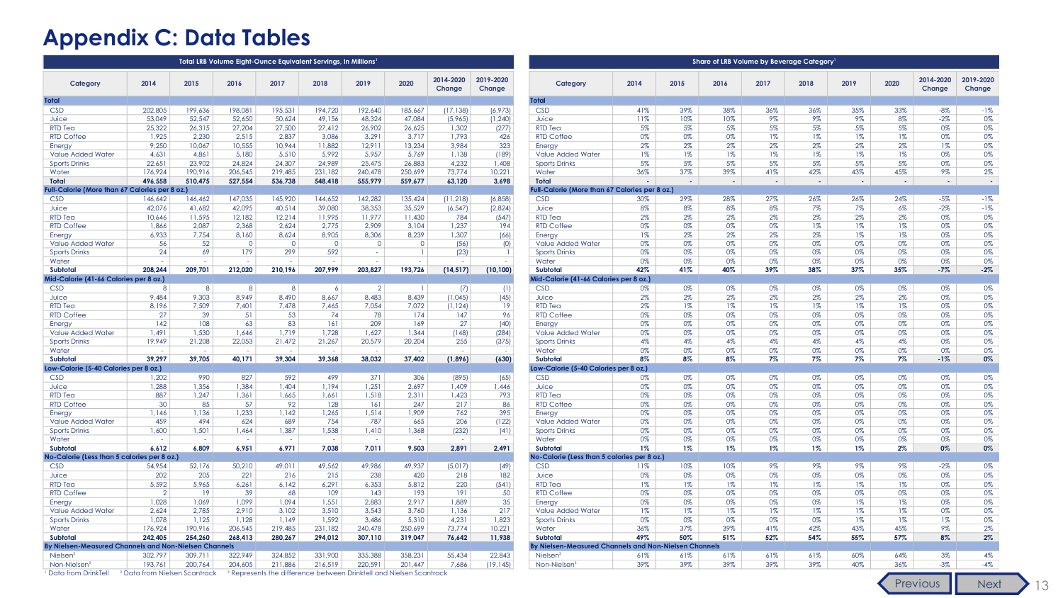# Appendix C: Data Tables

| Total LRB Volume Eight-Ounce Equivalent Servings, In Millions[1] | | | | | | | | | |
|---|---|---|---|---|---|---|---|---|---|
| Category | 2014 | 2015 | 2016 | 2017 | 2018 | 2019 | 2020 | 2014-2020 Change | 2019-2020 Change |
| **Total** | | | | | | | | | |
| CSD | 202,805 | 199,636 | 198,081 | 195,531 | 194,720 | 192,640 | 185,667 | (17,138) | (6,973) |
| Juice | 53,049 | 52,547 | 52,650 | 50,624 | 49,156 | 48,324 | 47,084 | (5,965) | (1,240) |
| RTD Tea | 25,322 | 26,315 | 27,204 | 27,500 | 27,412 | 26,902 | 26,625 | 1,302 | (277) |
| RTD Coffee | 1,925 | 2,230 | 2,515 | 2,837 | 3,086 | 3,291 | 3,717 | 1,793 | 426 |
| Energy | 9,250 | 10,067 | 10,555 | 10,944 | 11,882 | 12,911 | 13,234 | 3,984 | 323 |
| Value Added Water | 4,631 | 4,861 | 5,180 | 5,510 | 5,992 | 5,957 | 5,769 | 1,138 | (189) |
| Sports Drinks | 22,651 | 23,902 | 24,824 | 24,307 | 24,989 | 25,475 | 26,883 | 4,232 | 1,408 |
| Water | 176,924 | 190,916 | 206,545 | 219,485 | 231,182 | 240,478 | 250,699 | 73,774 | 10,221 |
| **Total** | **496,558** | **510,475** | **527,554** | **536,738** | **548,418** | **555,979** | **559,677** | **63,120** | **3,698** |
| **Full-Calorie (More than 67 Calories per 8 oz.)** | | | | | | | | | |
| CSD | 146,642 | 146,462 | 147,035 | 145,920 | 144,652 | 142,282 | 135,424 | (11,218) | (6,858) |
| Juice | 42,076 | 41,682 | 42,095 | 40,514 | 39,080 | 38,353 | 35,529 | (6,547) | (2,824) |
| RTD Tea | 10,646 | 11,595 | 12,182 | 12,214 | 11,995 | 11,977 | 11,430 | 784 | (547) |
| RTD Coffee | 1,866 | 2,087 | 2,368 | 2,624 | 2,775 | 2,909 | 3,104 | 1,237 | 194 |
| Energy | 6,933 | 7,754 | 8,160 | 8,624 | 8,905 | 8,306 | 8,239 | 1,307 | (66) |
| Value Added Water | 56 | 52 | 0 | 0 | 0 | 0 | 0 | (56) | (0) |
| Sports Drinks | 24 | 69 | 179 | 299 | 592 | - | 1 | (23) | 1 |
| Water | - | - | - | - | - | - | - | - | - |
| **Subtotal** | **208,244** | **209,701** | **212,020** | **210,196** | **207,999** | **203,827** | **193,726** | **(14,517)** | **(10,100)** |
| **Mid-Calorie (41-66 Calories per 8 oz.)** | | | | | | | | | |
| CSD | 8 | 8 | 8 | 8 | 6 | 2 | 1 | (7) | (1) |
| Juice | 9,484 | 9,303 | 8,949 | 8,490 | 8,667 | 8,483 | 8,439 | (1,045) | (45) |
| RTD Tea | 8,196 | 7,509 | 7,401 | 7,478 | 7,465 | 7,054 | 7,072 | (1,124) | 19 |
| RTD Coffee | 27 | 39 | 51 | 53 | 74 | 78 | 174 | 147 | 96 |
| Energy | 142 | 108 | 63 | 83 | 161 | 209 | 169 | 27 | (40) |
| Value Added Water | 1,491 | 1,530 | 1,646 | 1,719 | 1,728 | 1,627 | 1,344 | (148) | (284) |
| Sports Drinks | 19,949 | 21,208 | 22,053 | 21,472 | 21,267 | 20,579 | 20,204 | 255 | (375) |
| Water | - | - | - | - | - | - | - | - | - |
| **Subtotal** | **39,297** | **39,705** | **40,171** | **39,304** | **39,368** | **38,032** | **37,402** | **(1,896)** | **(630)** |
| **Low-Calorie (5-40 Calories per 8 oz.)** | | | | | | | | | |
| CSD | 1,202 | 990 | 827 | 592 | 499 | 371 | 306 | (895) | (65) |
| Juice | 1,288 | 1,356 | 1,384 | 1,404 | 1,194 | 1,251 | 2,697 | 1,409 | 1,446 |
| RTD Tea | 887 | 1,247 | 1,361 | 1,665 | 1,661 | 1,518 | 2,311 | 1,423 | 793 |
| RTD Coffee | 30 | 85 | 57 | 92 | 128 | 161 | 247 | 217 | 86 |
| Energy | 1,146 | 1,136 | 1,233 | 1,142 | 1,265 | 1,514 | 1,909 | 762 | 395 |
| Value Added Water | 459 | 494 | 624 | 689 | 754 | 787 | 665 | 206 | (122) |
| Sports Drinks | 1,600 | 1,501 | 1,464 | 1,387 | 1,538 | 1,410 | 1,368 | (232) | (41) |
| Water | - | - | - | - | - | - | - | - | - |
| **Subtotal** | **6,612** | **6,809** | **6,951** | **6,971** | **7,038** | **7,011** | **9,503** | **2,891** | **2,491** |
| **No-Calorie (Less than 5 calories per 8 oz.)** | | | | | | | | | |
| CSD | 54,954 | 52,176 | 50,210 | 49,011 | 49,562 | 49,986 | 49,937 | (5,017) | (49) |
| Juice | 202 | 205 | 221 | 216 | 215 | 238 | 420 | 218 | 182 |
| RTD Tea | 5,592 | 5,965 | 6,261 | 6,142 | 6,291 | 6,353 | 5,812 | 220 | (541) |
| RTD Coffee | 2 | 19 | 39 | 68 | 109 | 143 | 193 | 191 | 50 |
| Energy | 1,028 | 1,069 | 1,099 | 1,094 | 1,551 | 2,883 | 2,917 | 1,889 | 35 |
| Value Added Water | 2,624 | 2,785 | 2,910 | 3,102 | 3,510 | 3,543 | 3,760 | 1,136 | 217 |
| Sports Drinks | 1,078 | 1,125 | 1,128 | 1,149 | 1,592 | 3,486 | 5,310 | 4,231 | 1,823 |
| Water | 176,924 | 190,916 | 206,545 | 219,485 | 231,182 | 240,478 | 250,699 | 73,774 | 10,221 |
| **Subtotal** | **242,405** | **254,260** | **268,413** | **280,267** | **294,012** | **307,110** | **319,047** | **76,642** | **11,938** |
| **By Nielsen-Measured Channels and Non-Nielsen Channels** | | | | | | | | | |
| Nielsen[2] | 302,797 | 309,711 | 322,949 | 324,852 | 331,900 | 335,388 | 358,231 | 55,434 | 22,843 |
| Non-Nielsen[3] | 193,761 | 200,764 | 204,605 | 211,886 | 216,519 | 220,591 | 201,447 | 7,686 | (19,145) |

[1] Data from DrinkTell [2] Data from Nielsen Scantrack [3] Represents the difference between Drinktell and Nielsen Scantrack

| Share of LRB Volume by Beverage Category[1] | | | | | | | | | |
|---|---|---|---|---|---|---|---|---|---|
| Category | 2014 | 2015 | 2016 | 2017 | 2018 | 2019 | 2020 | 2014-2020 Change | 2019-2020 Change |
| **Total** | | | | | | | | | |
| CSD | 41% | 39% | 38% | 36% | 36% | 35% | 33% | -8% | -1% |
| Juice | 11% | 10% | 10% | 9% | 9% | 9% | 8% | -2% | 0% |
| RTD Tea | 5% | 5% | 5% | 5% | 5% | 5% | 5% | 0% | 0% |
| RTD Coffee | 0% | 0% | 0% | 1% | 1% | 1% | 1% | 0% | 0% |
| Energy | 2% | 2% | 2% | 2% | 2% | 2% | 2% | 1% | 0% |
| Value Added Water | 1% | 1% | 1% | 1% | 1% | 1% | 1% | 0% | 0% |
| Sports Drinks | 5% | 5% | 5% | 5% | 5% | 5% | 5% | 0% | 0% |
| Water | 36% | 37% | 39% | 41% | 42% | 43% | 45% | 9% | 2% |
| **Total** | - | - | - | - | - | - | - | - | - |
| **Full-Calorie (More than 67 Calories per 8 oz.)** | | | | | | | | | |
| CSD | 30% | 29% | 28% | 27% | 26% | 26% | 24% | -5% | -1% |
| Juice | 8% | 8% | 8% | 8% | 7% | 7% | 6% | -2% | -1% |
| RTD Tea | 2% | 2% | 2% | 2% | 2% | 2% | 2% | 0% | 0% |
| RTD Coffee | 0% | 0% | 0% | 0% | 1% | 1% | 1% | 0% | 0% |
| Energy | 1% | 2% | 2% | 2% | 2% | 1% | 1% | 0% | 0% |
| Value Added Water | 0% | 0% | 0% | 0% | 0% | 0% | 0% | 0% | 0% |
| Sports Drinks | 0% | 0% | 0% | 0% | 0% | 0% | 0% | 0% | 0% |
| Water | 0% | 0% | 0% | 0% | 0% | 0% | 0% | 0% | 0% |
| **Subtotal** | **42%** | **41%** | **40%** | **39%** | **38%** | **37%** | **35%** | **-7%** | **-2%** |
| **Mid-Calorie (41-66 Calories per 8 oz.)** | | | | | | | | | |
| CSD | 0% | 0% | 0% | 0% | 0% | 0% | 0% | 0% | 0% |
| Juice | 2% | 2% | 2% | 2% | 2% | 2% | 2% | 0% | 0% |
| RTD Tea | 2% | 1% | 1% | 1% | 1% | 1% | 1% | 0% | 0% |
| RTD Coffee | 0% | 0% | 0% | 0% | 0% | 0% | 0% | 0% | 0% |
| Energy | 0% | 0% | 0% | 0% | 0% | 0% | 0% | 0% | 0% |
| Value Added Water | 0% | 0% | 0% | 0% | 0% | 0% | 0% | 0% | 0% |
| Sports Drinks | 4% | 4% | 4% | 4% | 4% | 4% | 4% | 0% | 0% |
| Water | 0% | 0% | 0% | 0% | 0% | 0% | 0% | 0% | 0% |
| **Subtotal** | **8%** | **8%** | **8%** | **7%** | **7%** | **7%** | **7%** | **-1%** | **0%** |
| **Low-Calorie (5-40 Calories per 8 oz.)** | | | | | | | | | |
| CSD | 0% | 0% | 0% | 0% | 0% | 0% | 0% | 0% | 0% |
| Juice | 0% | 0% | 0% | 0% | 0% | 0% | 0% | 0% | 0% |
| RTD Tea | 0% | 0% | 0% | 0% | 0% | 0% | 0% | 0% | 0% |
| RTD Coffee | 0% | 0% | 0% | 0% | 0% | 0% | 0% | 0% | 0% |
| Energy | 0% | 0% | 0% | 0% | 0% | 0% | 0% | 0% | 0% |
| Value Added Water | 0% | 0% | 0% | 0% | 0% | 0% | 0% | 0% | 0% |
| Sports Drinks | 0% | 0% | 0% | 0% | 0% | 0% | 0% | 0% | 0% |
| Water | 0% | 0% | 0% | 0% | 0% | 0% | 0% | 0% | 0% |
| **Subtotal** | **1%** | **1%** | **1%** | **1%** | **1%** | **1%** | **2%** | **0%** | **0%** |
| **No-Calorie (Less than 5 calories per 8 oz.)** | | | | | | | | | |
| CSD | 11% | 10% | 10% | 9% | 9% | 9% | 9% | -2% | 0% |
| Juice | 0% | 0% | 0% | 0% | 0% | 0% | 0% | 0% | 0% |
| RTD Tea | 1% | 1% | 1% | 1% | 1% | 1% | 1% | 0% | 0% |
| RTD Coffee | 0% | 0% | 0% | 0% | 0% | 0% | 0% | 0% | 0% |
| Energy | 0% | 0% | 0% | 0% | 0% | 1% | 1% | 0% | 0% |
| Value Added Water | 1% | 1% | 1% | 1% | 1% | 1% | 1% | 0% | 0% |
| Sports Drinks | 0% | 0% | 0% | 0% | 0% | 1% | 1% | 1% | 0% |
| Water | 36% | 37% | 39% | 41% | 42% | 43% | 45% | 9% | 2% |
| **Subtotal** | **49%** | **50%** | **51%** | **52%** | **54%** | **55%** | **57%** | **8%** | **2%** |
| **By Nielsen-Measured Channels and Non-Nielsen Channels** | | | | | | | | | |
| Nielsen[2] | 61% | 61% | 61% | 61% | 61% | 60% | 64% | 3% | 4% |
| Non-Nielsen[3] | 39% | 39% | 39% | 39% | 39% | 40% | 36% | -3% | -4% |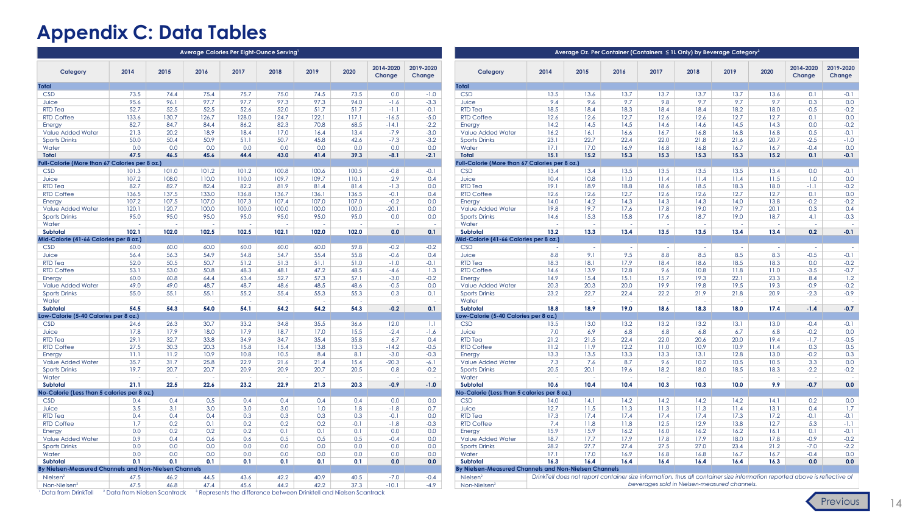# Appendix C: Data Tables

| Average Calories Per Eight-Ounce Serving[1] | | | | | | | | | |
|---|---|---|---|---|---|---|---|---|---|
| Category | 2014 | 2015 | 2016 | 2017 | 2018 | 2019 | 2020 | 2014-2020 Change | 2019-2020 Change |
| **Total** | | | | | | | | | |
| CSD | 73.5 | 74.4 | 75.4 | 75.7 | 75.0 | 74.5 | 73.5 | 0.0 | -1.0 |
| Juice | 95.6 | 96.1 | 97.7 | 97.7 | 97.3 | 97.3 | 94.0 | -1.6 | -3.3 |
| RTD Tea | 52.7 | 52.5 | 52.5 | 52.6 | 52.0 | 51.7 | 51.7 | -1.1 | -0.1 |
| RTD Coffee | 133.6 | 130.7 | 126.7 | 128.0 | 124.7 | 122.1 | 117.1 | -16.5 | -5.0 |
| Energy | 82.7 | 84.7 | 84.4 | 86.2 | 82.3 | 70.8 | 68.5 | -14.1 | -2.2 |
| Value Added Water | 21.3 | 20.2 | 18.9 | 18.4 | 17.0 | 16.4 | 13.4 | -7.9 | -3.0 |
| Sports Drinks | 50.0 | 50.4 | 50.9 | 51.1 | 50.7 | 45.8 | 42.6 | -7.3 | -3.2 |
| Water | 0.0 | 0.0 | 0.0 | 0.0 | 0.0 | 0.0 | 0.0 | 0.0 | 0.0 |
| **Total** | **47.5** | **46.5** | **45.6** | **44.4** | **43.0** | **41.4** | **39.3** | **-8.1** | **-2.1** |
| **Full-Calorie (More than 67 Calories per 8 oz.)** | | | | | | | | | |
| CSD | 101.3 | 101.0 | 101.2 | 101.2 | 100.8 | 100.6 | 100.5 | -0.8 | -0.1 |
| Juice | 107.2 | 108.0 | 110.0 | 110.0 | 109.7 | 109.7 | 110.1 | 2.9 | 0.4 |
| RTD Tea | 82.7 | 82.7 | 82.4 | 82.2 | 81.9 | 81.4 | 81.4 | -1.3 | 0.0 |
| RTD Coffee | 136.5 | 137.5 | 133.0 | 136.8 | 136.7 | 136.1 | 136.5 | -0.1 | 0.4 |
| Energy | 107.2 | 107.5 | 107.0 | 107.3 | 107.4 | 107.0 | 107.0 | -0.2 | 0.0 |
| Value Added Water | 120.1 | 120.7 | 100.0 | 100.0 | 100.0 | 100.0 | 100.0 | -20.1 | 0.0 |
| Sports Drinks | 95.0 | 95.0 | 95.0 | 95.0 | 95.0 | 95.0 | 95.0 | 0.0 | 0.0 |
| Water | - | - | - | - | - | - | - | - | - |
| **Subtotal** | **102.1** | **102.0** | **102.5** | **102.5** | **102.1** | **102.0** | **102.0** | **0.0** | **0.1** |
| **Mid-Calorie (41-66 Calories per 8 oz.)** | | | | | | | | | |
| CSD | 60.0 | 60.0 | 60.0 | 60.0 | 60.0 | 60.0 | 59.8 | -0.2 | -0.2 |
| Juice | 56.4 | 56.3 | 54.9 | 54.8 | 54.7 | 55.4 | 55.8 | -0.6 | 0.4 |
| RTD Tea | 52.0 | 50.5 | 50.7 | 51.2 | 51.3 | 51.1 | 51.0 | -1.0 | -0.1 |
| RTD Coffee | 53.1 | 53.0 | 50.8 | 48.3 | 48.1 | 47.2 | 48.5 | -4.6 | 1.3 |
| Energy | 60.0 | 60.8 | 64.4 | 63.4 | 52.7 | 57.3 | 57.1 | -3.0 | -0.2 |
| Value Added Water | 49.0 | 49.0 | 48.7 | 48.7 | 48.6 | 48.5 | 48.6 | -0.5 | 0.0 |
| Sports Drinks | 55.0 | 55.1 | 55.1 | 55.2 | 55.4 | 55.3 | 55.3 | 0.3 | 0.1 |
| Water | - | - | - | - | - | - | - | - | - |
| **Subtotal** | **54.5** | **54.3** | **54.0** | **54.1** | **54.2** | **54.2** | **54.3** | **-0.2** | **0.1** |
| **Low-Calorie (5-40 Calories per 8 oz.)** | | | | | | | | | |
| CSD | 24.6 | 26.3 | 30.7 | 33.2 | 34.8 | 35.5 | 36.6 | 12.0 | 1.1 |
| Juice | 17.8 | 17.9 | 18.0 | 17.9 | 18.7 | 17.0 | 15.5 | -2.4 | -1.6 |
| RTD Tea | 29.1 | 32.7 | 33.8 | 34.9 | 34.7 | 35.4 | 35.8 | 6.7 | 0.4 |
| RTD Coffee | 27.5 | 30.3 | 20.3 | 15.8 | 15.4 | 13.8 | 13.3 | -14.2 | -0.5 |
| Energy | 11.1 | 11.2 | 10.9 | 10.8 | 10.5 | 8.4 | 8.1 | -3.0 | -0.3 |
| Value Added Water | 35.7 | 31.7 | 25.8 | 22.9 | 21.6 | 21.4 | 15.4 | -20.3 | -6.1 |
| Sports Drinks | 19.7 | 20.7 | 20.7 | 20.9 | 20.9 | 20.7 | 20.5 | 0.8 | -0.2 |
| Water | - | - | - | - | - | - | - | - | - |
| **Subtotal** | **21.1** | **22.5** | **22.6** | **23.2** | **22.9** | **21.3** | **20.3** | **-0.9** | **-1.0** |
| **No-Calorie (Less than 5 calories per 8 oz.)** | | | | | | | | | |
| CSD | 0.4 | 0.4 | 0.5 | 0.4 | 0.4 | 0.4 | 0.4 | 0.0 | 0.0 |
| Juice | 3.5 | 3.1 | 3.0 | 3.0 | 3.0 | 1.0 | 1.8 | -1.8 | 0.7 |
| RTD Tea | 0.4 | 0.4 | 0.4 | 0.3 | 0.3 | 0.3 | 0.3 | -0.1 | 0.0 |
| RTD Coffee | 1.7 | 0.2 | 0.1 | 0.2 | 0.2 | 0.2 | -0.1 | -1.8 | -0.3 |
| Energy | 0.0 | 0.2 | 0.2 | 0.2 | 0.1 | 0.1 | 0.1 | 0.0 | 0.0 |
| Value Added Water | 0.9 | 0.4 | 0.6 | 0.6 | 0.5 | 0.5 | 0.5 | -0.4 | 0.0 |
| Sports Drinks | 0.0 | 0.0 | 0.0 | 0.0 | 0.0 | 0.0 | 0.0 | 0.0 | 0.0 |
| Water | 0.0 | 0.0 | 0.0 | 0.0 | 0.0 | 0.0 | 0.0 | 0.0 | 0.0 |
| **Subtotal** | **0.1** | **0.1** | **0.1** | **0.1** | **0.1** | **0.1** | **0.1** | **0.0** | **0.0** |
| **By Nielsen-Measured Channels and Non-Nielsen Channels** | | | | | | | | | |
| Nielsen[3] | 47.5 | 46.2 | 44.5 | 43.6 | 42.2 | 40.9 | 40.5 | -7.0 | -0.4 |
| Non-Nielsen[3] | 47.5 | 46.8 | 47.4 | 45.6 | 44.2 | 42.2 | 37.3 | -10.1 | -4.9 |

[1] Data from DrinkTell [2] Data from Nielsen Scantrack [3] Represents the difference between Drinktell and Nielsen Scantrack

| Average Oz. Per Container (Containers ≤ 1L Only) by Beverage Category[2] | | | | | | | | | |
|---|---|---|---|---|---|---|---|---|---|
| Category | 2014 | 2015 | 2016 | 2017 | 2018 | 2019 | 2020 | 2014-2020 Change | 2019-2020 Change |
| **Total** | | | | | | | | | |
| CSD | 13.5 | 13.6 | 13.7 | 13.7 | 13.7 | 13.7 | 13.6 | 0.1 | -0.1 |
| Juice | 9.4 | 9.6 | 9.7 | 9.8 | 9.7 | 9.7 | 9.7 | 0.3 | 0.0 |
| RTD Tea | 18.5 | 18.4 | 18.3 | 18.4 | 18.4 | 18.2 | 18.0 | -0.5 | -0.2 |
| RTD Coffee | 12.6 | 12.6 | 12.7 | 12.6 | 12.6 | 12.7 | 12.7 | 0.1 | 0.0 |
| Energy | 14.2 | 14.5 | 14.5 | 14.6 | 14.6 | 14.5 | 14.3 | 0.0 | -0.2 |
| Value Added Water | 16.2 | 16.1 | 16.6 | 16.7 | 16.8 | 16.8 | 16.8 | 0.5 | -0.1 |
| Sports Drinks | 23.1 | 22.7 | 22.4 | 22.0 | 21.8 | 21.6 | 20.7 | -2.5 | -1.0 |
| Water | 17.1 | 17.0 | 16.9 | 16.8 | 16.8 | 16.7 | 16.7 | -0.4 | 0.0 |
| **Total** | **15.1** | **15.2** | **15.3** | **15.3** | **15.3** | **15.3** | **15.2** | **0.1** | **-0.1** |
| **Full-Calorie (More than 67 Calories per 8 oz.)** | | | | | | | | | |
| CSD | 13.4 | 13.4 | 13.5 | 13.5 | 13.5 | 13.5 | 13.4 | 0.0 | -0.1 |
| Juice | 10.4 | 10.8 | 11.0 | 11.4 | 11.4 | 11.4 | 11.5 | 1.0 | 0.0 |
| RTD Tea | 19.1 | 18.9 | 18.8 | 18.6 | 18.5 | 18.3 | 18.0 | -1.1 | -0.2 |
| RTD Coffee | 12.6 | 12.6 | 12.7 | 12.6 | 12.6 | 12.7 | 12.7 | 0.1 | 0.0 |
| Energy | 14.0 | 14.2 | 14.3 | 14.3 | 14.3 | 14.0 | 13.8 | -0.2 | -0.2 |
| Value Added Water | 19.8 | 19.7 | 17.6 | 17.8 | 19.0 | 19.7 | 20.1 | 0.3 | 0.4 |
| Sports Drinks | 14.6 | 15.3 | 15.8 | 17.6 | 18.7 | 19.0 | 18.7 | 4.1 | -0.3 |
| Water | - | - | - | - | - | - | - | - | - |
| **Subtotal** | **13.2** | **13.3** | **13.4** | **13.5** | **13.5** | **13.4** | **13.4** | **0.2** | **-0.1** |
| **Mid-Calorie (41-66 Calories per 8 oz.)** | | | | | | | | | |
| CSD | - | - | - | - | - | - | - | - | - |
| Juice | 8.8 | 9.1 | 9.5 | 8.8 | 8.5 | 8.5 | 8.3 | -0.5 | -0.1 |
| RTD Tea | 18.3 | 18.1 | 17.9 | 18.4 | 18.6 | 18.5 | 18.3 | 0.0 | -0.2 |
| RTD Coffee | 14.6 | 13.9 | 12.8 | 9.6 | 10.8 | 11.8 | 11.0 | -3.5 | -0.7 |
| Energy | 14.9 | 15.4 | 15.1 | 15.7 | 19.3 | 22.1 | 23.3 | 8.4 | 1.2 |
| Value Added Water | 20.3 | 20.3 | 20.0 | 19.9 | 19.8 | 19.5 | 19.3 | -0.9 | -0.2 |
| Sports Drinks | 23.2 | 22.7 | 22.4 | 22.2 | 21.9 | 21.8 | 20.9 | -2.3 | -0.9 |
| Water | - | - | - | - | - | - | - | - | - |
| **Subtotal** | **18.8** | **18.9** | **19.0** | **18.6** | **18.3** | **18.0** | **17.4** | **-1.4** | **-0.7** |
| **Low-Calorie (5-40 Calories per 8 oz.)** | | | | | | | | | |
| CSD | 13.5 | 13.0 | 13.2 | 13.2 | 13.2 | 13.1 | 13.0 | -0.4 | -0.1 |
| Juice | 7.0 | 6.9 | 6.8 | 6.8 | 6.8 | 6.7 | 6.8 | -0.2 | 0.0 |
| RTD Tea | 21.2 | 21.5 | 22.4 | 22.0 | 20.6 | 20.0 | 19.4 | -1.7 | -0.5 |
| RTD Coffee | 11.2 | 11.9 | 12.2 | 11.0 | 10.9 | 10.9 | 11.4 | 0.3 | 0.5 |
| Energy | 13.3 | 13.5 | 13.3 | 13.3 | 13.1 | 12.8 | 13.0 | -0.2 | 0.3 |
| Value Added Water | 7.3 | 7.6 | 8.7 | 9.6 | 10.2 | 10.5 | 10.5 | 3.3 | 0.0 |
| Sports Drinks | 20.5 | 20.1 | 19.6 | 18.2 | 18.0 | 18.5 | 18.3 | -2.2 | -0.2 |
| Water | - | - | - | - | - | - | - | - | - |
| **Subtotal** | **10.6** | **10.4** | **10.4** | **10.3** | **10.3** | **10.0** | **9.9** | **-0.7** | **0.0** |
| **No-Calorie (Less than 5 calories per 8 oz.)** | | | | | | | | | |
| CSD | 14.0 | 14.1 | 14.2 | 14.2 | 14.2 | 14.2 | 14.1 | 0.2 | 0.0 |
| Juice | 12.7 | 11.5 | 11.3 | 11.3 | 11.3 | 11.4 | 13.1 | 0.4 | 1.7 |
| RTD Tea | 17.3 | 17.4 | 17.4 | 17.4 | 17.4 | 17.3 | 17.2 | -0.1 | -0.1 |
| RTD Coffee | 7.4 | 11.8 | 11.8 | 12.5 | 12.9 | 13.8 | 12.7 | 5.3 | -1.1 |
| Energy | 15.9 | 15.9 | 16.2 | 16.0 | 16.2 | 16.2 | 16.1 | 0.1 | -0.1 |
| Value Added Water | 18.7 | 17.7 | 17.9 | 17.8 | 17.9 | 18.0 | 17.8 | -0.9 | -0.2 |
| Sports Drinks | 28.2 | 27.7 | 27.4 | 27.5 | 27.0 | 23.4 | 21.2 | -7.0 | -2.2 |
| Water | 17.1 | 17.0 | 16.9 | 16.8 | 16.8 | 16.7 | 16.7 | -0.4 | 0.0 |
| **Subtotal** | **16.3** | **16.4** | **16.4** | **16.4** | **16.4** | **16.4** | **16.3** | **0.0** | **0.0** |
| **By Nielsen-Measured Channels and Non-Nielsen Channels** | | | | | | | | | |
| Nielsen[3] | *DrinkTell does not report container size information, thus all container size information reported above is reflective of beverages sold in Nielsen-measured channels.* | | | | | | | | |
| Non-Nielsen[3] | | | | | | | | | |

Previous